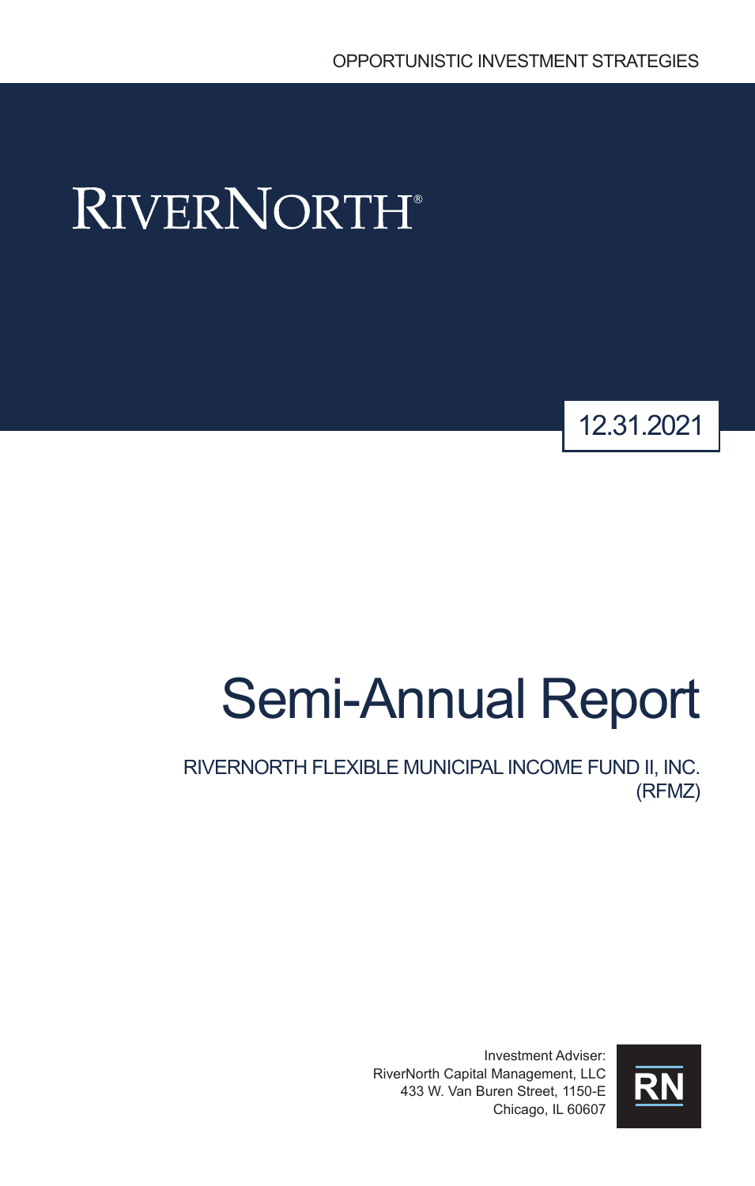OPPORTUNISTIC INVESTMENT STRATEGIES

# RIVERNORTH®

12.31.2021

# Semi-Annual Report

## RIVERNORTH FLEXIBLE MUNICIPAL INCOME FUND II, INC. (RFMZ)

Investment Adviser:
RiverNorth Capital Management, LLC
433 W. Van Buren Street, 1150-E
Chicago, IL 60607

RN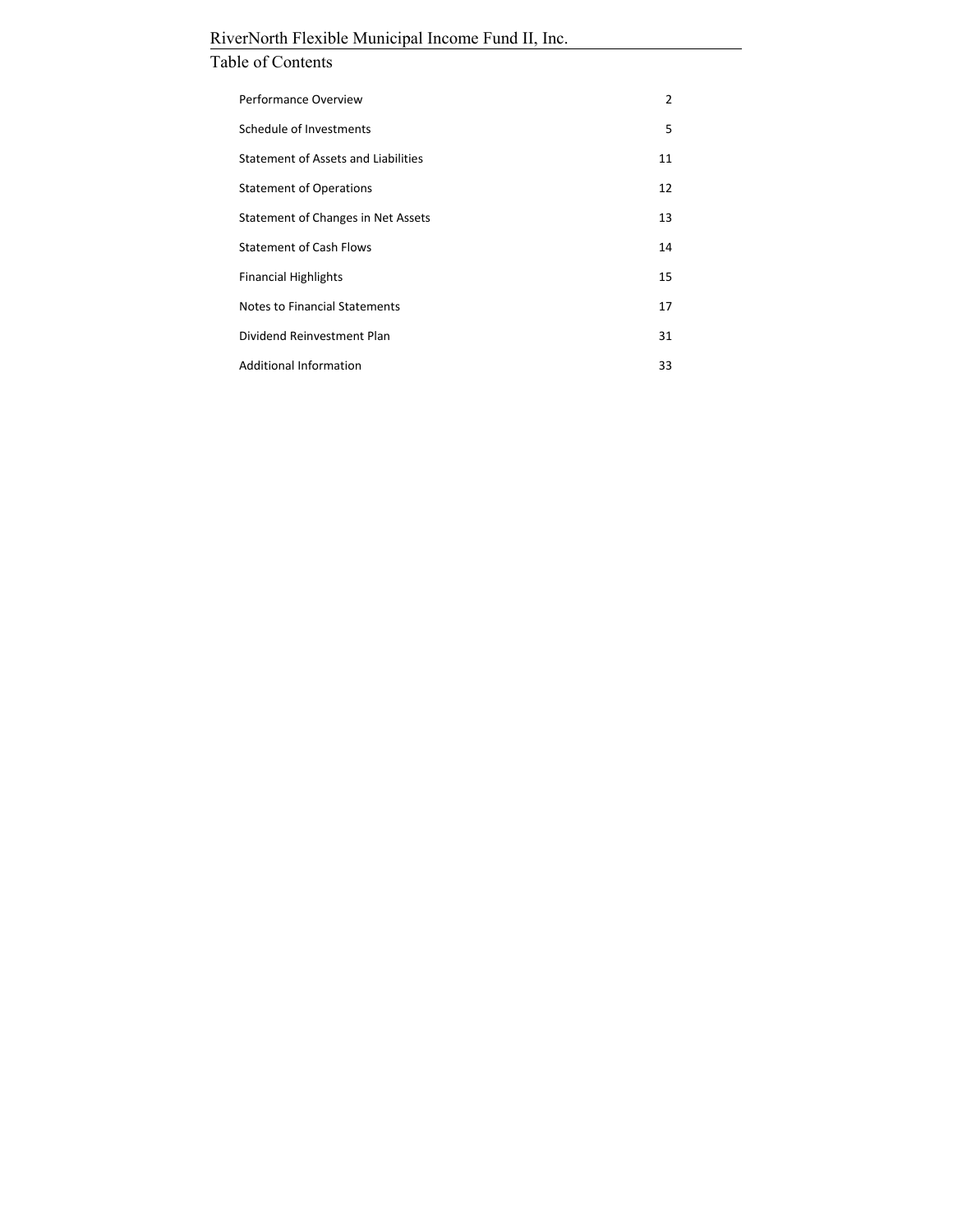RiverNorth Flexible Municipal Income Fund II, Inc.

# Table of Contents

| | |
|---|---|
| Performance Overview | 2 |
| Schedule of Investments | 5 |
| Statement of Assets and Liabilities | 11 |
| Statement of Operations | 12 |
| Statement of Changes in Net Assets | 13 |
| Statement of Cash Flows | 14 |
| Financial Highlights | 15 |
| Notes to Financial Statements | 17 |
| Dividend Reinvestment Plan | 31 |
| Additional Information | 33 |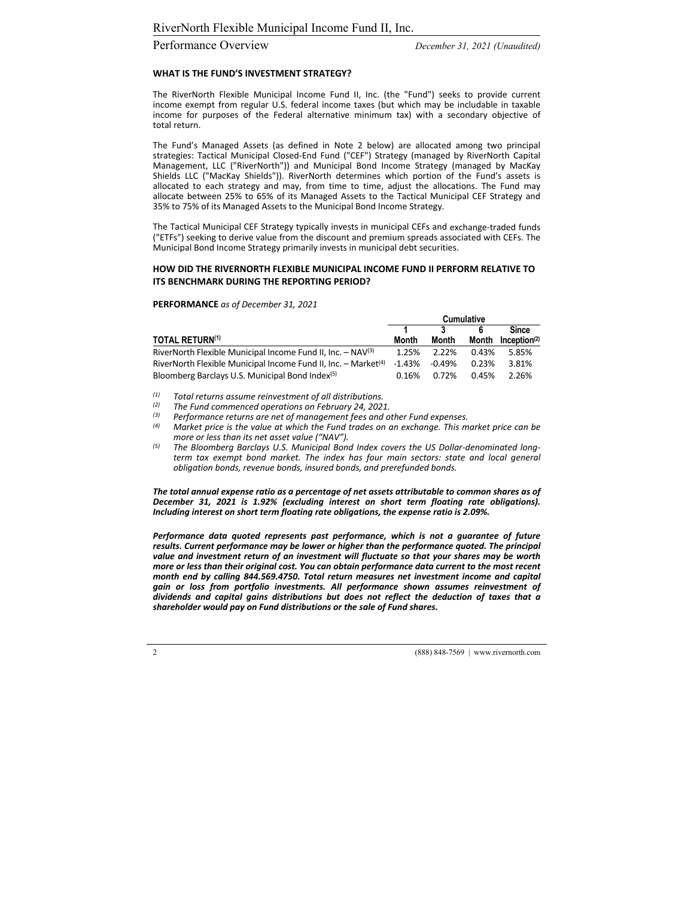**WHAT IS THE FUND'S INVESTMENT STRATEGY?**

The RiverNorth Flexible Municipal Income Fund II, Inc. (the "Fund") seeks to provide current income exempt from regular U.S. federal income taxes (but which may be includable in taxable income for purposes of the Federal alternative minimum tax) with a secondary objective of total return.

The Fund's Managed Assets (as defined in Note 2 below) are allocated among two principal strategies: Tactical Municipal Closed-End Fund ("CEF") Strategy (managed by RiverNorth Capital Management, LLC ("RiverNorth")) and Municipal Bond Income Strategy (managed by MacKay Shields LLC ("MacKay Shields")). RiverNorth determines which portion of the Fund's assets is allocated to each strategy and may, from time to time, adjust the allocations. The Fund may allocate between 25% to 65% of its Managed Assets to the Tactical Municipal CEF Strategy and 35% to 75% of its Managed Assets to the Municipal Bond Income Strategy.

The Tactical Municipal CEF Strategy typically invests in municipal CEFs and exchange-traded funds ("ETFs") seeking to derive value from the discount and premium spreads associated with CEFs. The Municipal Bond Income Strategy primarily invests in municipal debt securities.

**HOW DID THE RIVERNORTH FLEXIBLE MUNICIPAL INCOME FUND II PERFORM RELATIVE TO ITS BENCHMARK DURING THE REPORTING PERIOD?**

**PERFORMANCE** *as of December 31, 2021*

| | Cumulative | | | |
|---|---|---|---|---|
| **TOTAL RETURN**[1] | **1 Month** | **3 Month** | **6 Month** | **Since Inception**[2] |
| RiverNorth Flexible Municipal Income Fund II, Inc. – NAV[3] | 1.25% | 2.22% | 0.43% | 5.85% |
| RiverNorth Flexible Municipal Income Fund II, Inc. – Market[4] | -1.43% | -0.49% | 0.23% | 3.81% |
| Bloomberg Barclays U.S. Municipal Bond Index[5] | 0.16% | 0.72% | 0.45% | 2.26% |

*(1) Total returns assume reinvestment of all distributions.*
*(2) The Fund commenced operations on February 24, 2021.*
*(3) Performance returns are net of management fees and other Fund expenses.*
*(4) Market price is the value at which the Fund trades on an exchange. This market price can be more or less than its net asset value ("NAV").*
*(5) The Bloomberg Barclays U.S. Municipal Bond Index covers the US Dollar-denominated long-term tax exempt bond market. The index has four main sectors: state and local general obligation bonds, revenue bonds, insured bonds, and prerefunded bonds.*

***The total annual expense ratio as a percentage of net assets attributable to common shares as of December 31, 2021 is 1.92% (excluding interest on short term floating rate obligations). Including interest on short term floating rate obligations, the expense ratio is 2.09%.***

***Performance data quoted represents past performance, which is not a guarantee of future results. Current performance may be lower or higher than the performance quoted. The principal value and investment return of an investment will fluctuate so that your shares may be worth more or less than their original cost. You can obtain performance data current to the most recent month end by calling 844.569.4750. Total return measures net investment income and capital gain or loss from portfolio investments. All performance shown assumes reinvestment of dividends and capital gains distributions but does not reflect the deduction of taxes that a shareholder would pay on Fund distributions or the sale of Fund shares.***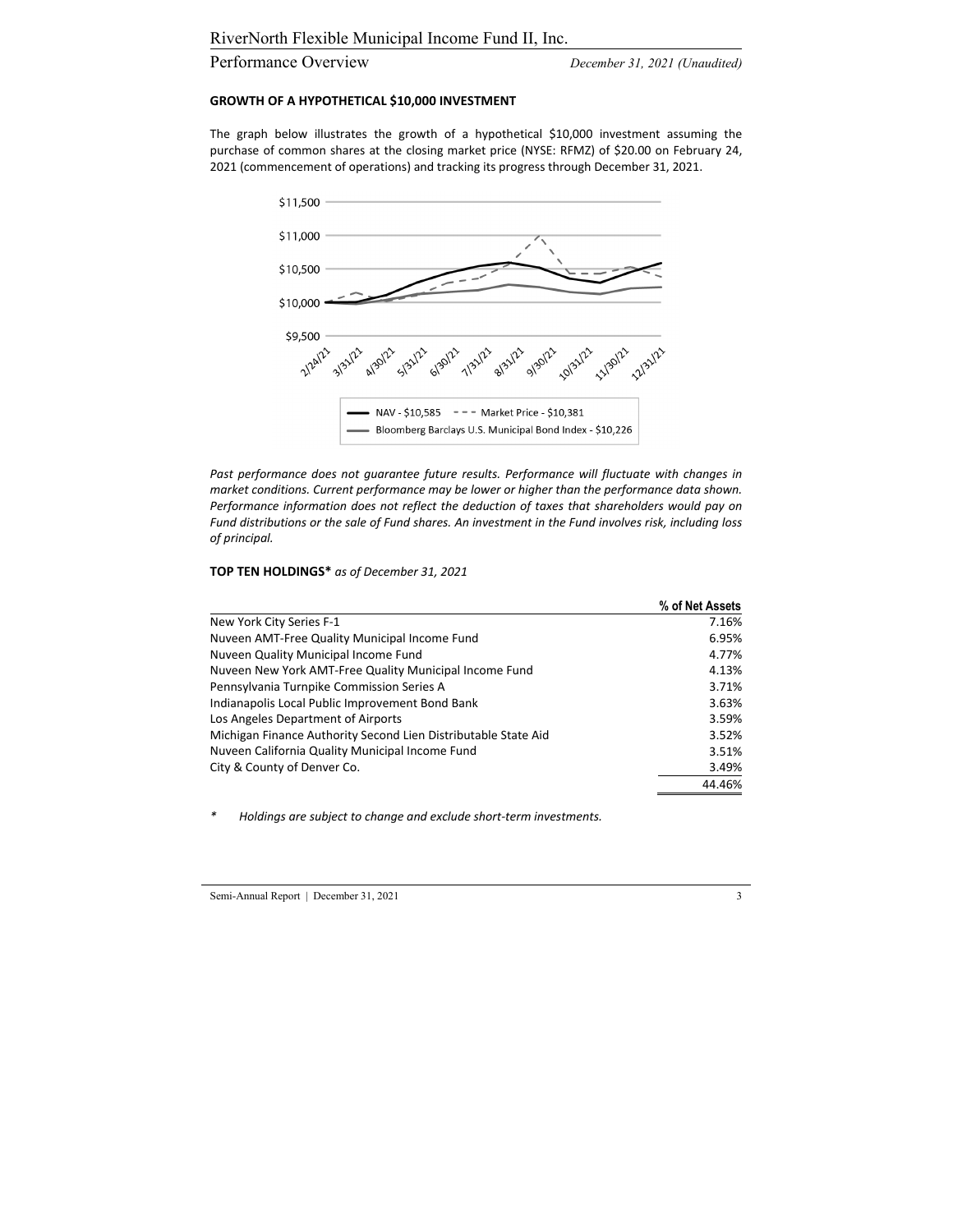## GROWTH OF A HYPOTHETICAL $10,000 INVESTMENT

The graph below illustrates the growth of a hypothetical $10,000 investment assuming the purchase of common shares at the closing market price (NYSE: RFMZ) of $20.00 on February 24, 2021 (commencement of operations) and tracking its progress through December 31, 2021.

NAV - $10,585 — Market Price - $10,381 — Bloomberg Barclays U.S. Municipal Bond Index - $10,226

*Past performance does not guarantee future results. Performance will fluctuate with changes in market conditions. Current performance may be lower or higher than the performance data shown. Performance information does not reflect the deduction of taxes that shareholders would pay on Fund distributions or the sale of Fund shares. An investment in the Fund involves risk, including loss of principal.*

## TOP TEN HOLDINGS* *as of December 31, 2021*

| | % of Net Assets |
|---|---|
| New York City Series F-1 | 7.16% |
| Nuveen AMT-Free Quality Municipal Income Fund | 6.95% |
| Nuveen Quality Municipal Income Fund | 4.77% |
| Nuveen New York AMT-Free Quality Municipal Income Fund | 4.13% |
| Pennsylvania Turnpike Commission Series A | 3.71% |
| Indianapolis Local Public Improvement Bond Bank | 3.63% |
| Los Angeles Department of Airports | 3.59% |
| Michigan Finance Authority Second Lien Distributable State Aid | 3.52% |
| Nuveen California Quality Municipal Income Fund | 3.51% |
| City & County of Denver Co. | 3.49% |
| | 44.46% |

\* *Holdings are subject to change and exclude short-term investments.*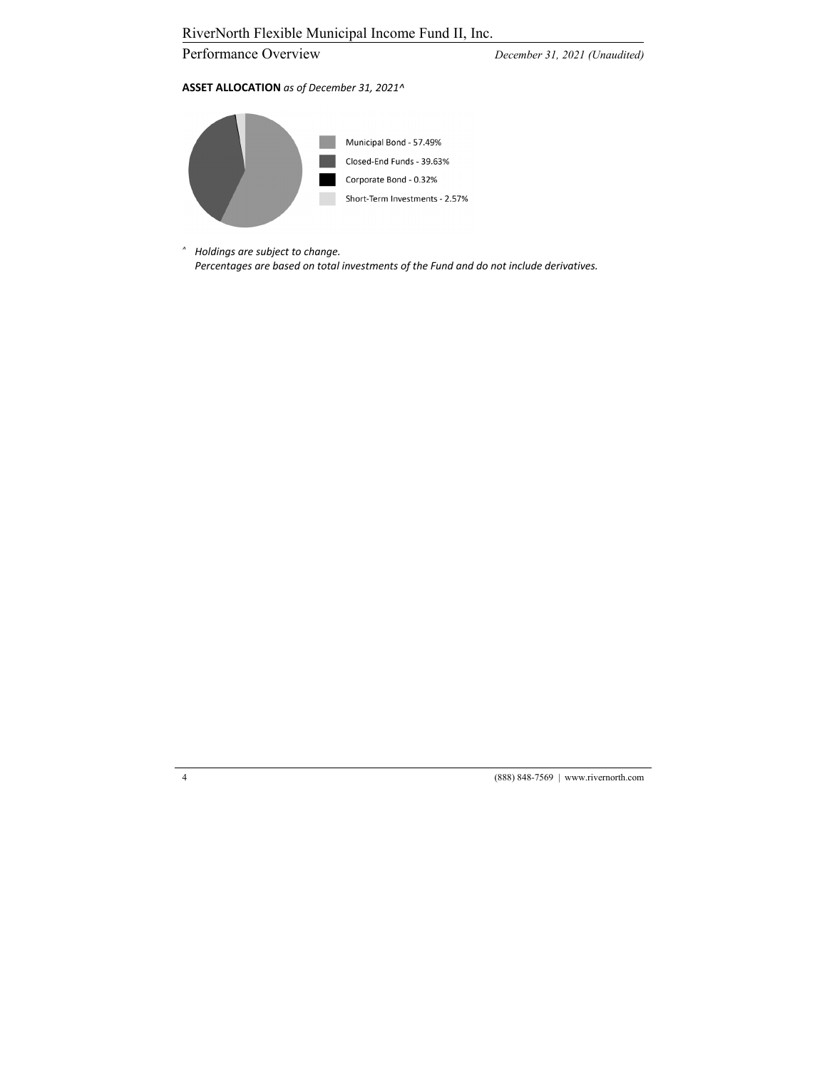**ASSET ALLOCATION** *as of December 31, 2021^*

- Municipal Bond - 57.49%
- Closed-End Funds - 39.63%
- Corporate Bond - 0.32%
- Short-Term Investments - 2.57%

^ *Holdings are subject to change.*
*Percentages are based on total investments of the Fund and do not include derivatives.*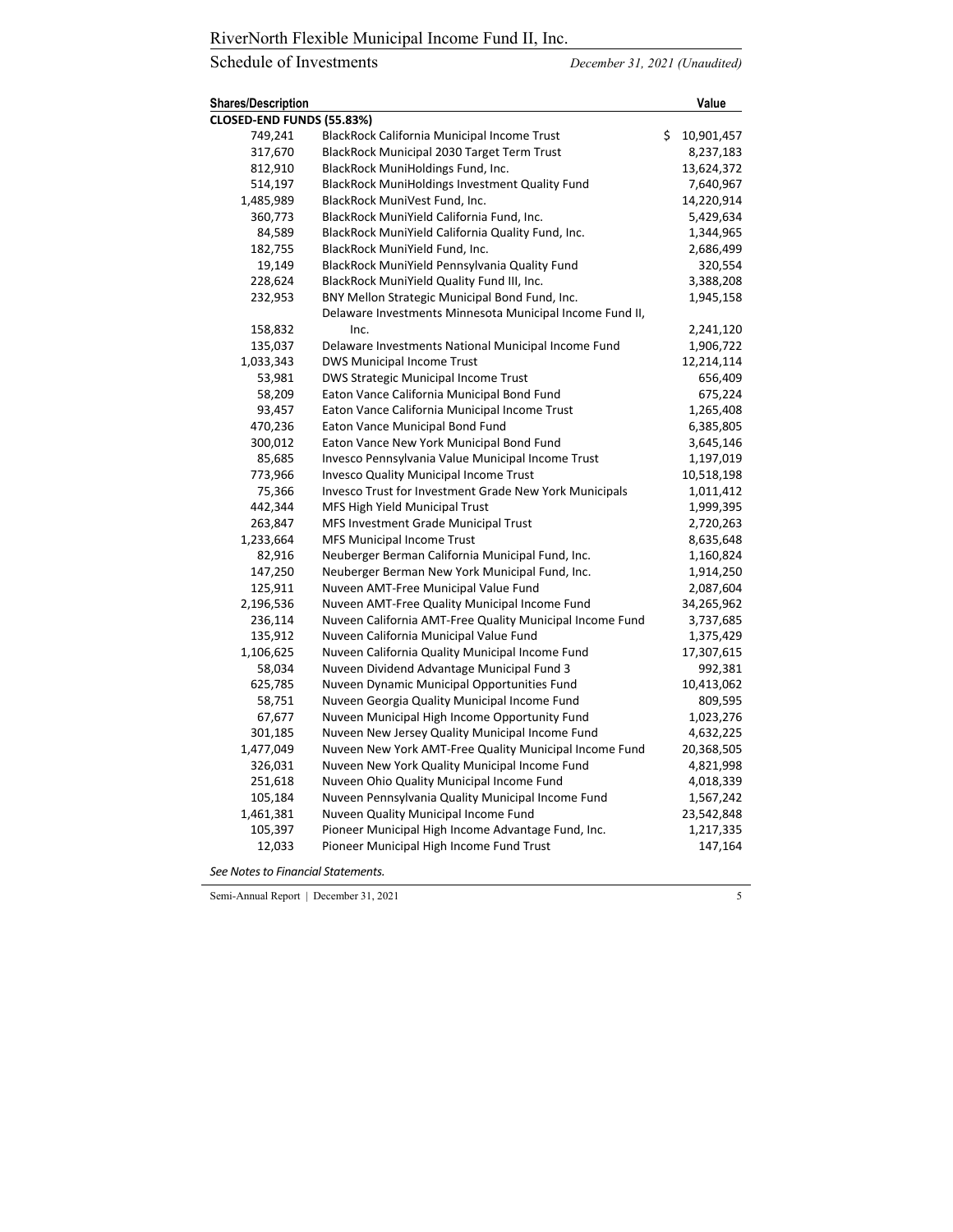## Schedule of Investments

*December 31, 2021 (Unaudited)*

| Shares/Description | | Value |
|---|---|---|
| **CLOSED-END FUNDS (55.83%)** | | |
| 749,241 | BlackRock California Municipal Income Trust | $ 10,901,457 |
| 317,670 | BlackRock Municipal 2030 Target Term Trust | 8,237,183 |
| 812,910 | BlackRock MuniHoldings Fund, Inc. | 13,624,372 |
| 514,197 | BlackRock MuniHoldings Investment Quality Fund | 7,640,967 |
| 1,485,989 | BlackRock MuniVest Fund, Inc. | 14,220,914 |
| 360,773 | BlackRock MuniYield California Fund, Inc. | 5,429,634 |
| 84,589 | BlackRock MuniYield California Quality Fund, Inc. | 1,344,965 |
| 182,755 | BlackRock MuniYield Fund, Inc. | 2,686,499 |
| 19,149 | BlackRock MuniYield Pennsylvania Quality Fund | 320,554 |
| 228,624 | BlackRock MuniYield Quality Fund III, Inc. | 3,388,208 |
| 232,953 | BNY Mellon Strategic Municipal Bond Fund, Inc. | 1,945,158 |
| 158,832 | Delaware Investments Minnesota Municipal Income Fund II, Inc. | 2,241,120 |
| 135,037 | Delaware Investments National Municipal Income Fund | 1,906,722 |
| 1,033,343 | DWS Municipal Income Trust | 12,214,114 |
| 53,981 | DWS Strategic Municipal Income Trust | 656,409 |
| 58,209 | Eaton Vance California Municipal Bond Fund | 675,224 |
| 93,457 | Eaton Vance California Municipal Income Trust | 1,265,408 |
| 470,236 | Eaton Vance Municipal Bond Fund | 6,385,805 |
| 300,012 | Eaton Vance New York Municipal Bond Fund | 3,645,146 |
| 85,685 | Invesco Pennsylvania Value Municipal Income Trust | 1,197,019 |
| 773,966 | Invesco Quality Municipal Income Trust | 10,518,198 |
| 75,366 | Invesco Trust for Investment Grade New York Municipals | 1,011,412 |
| 442,344 | MFS High Yield Municipal Trust | 1,999,395 |
| 263,847 | MFS Investment Grade Municipal Trust | 2,720,263 |
| 1,233,664 | MFS Municipal Income Trust | 8,635,648 |
| 82,916 | Neuberger Berman California Municipal Fund, Inc. | 1,160,824 |
| 147,250 | Neuberger Berman New York Municipal Fund, Inc. | 1,914,250 |
| 125,911 | Nuveen AMT-Free Municipal Value Fund | 2,087,604 |
| 2,196,536 | Nuveen AMT-Free Quality Municipal Income Fund | 34,265,962 |
| 236,114 | Nuveen California AMT-Free Quality Municipal Income Fund | 3,737,685 |
| 135,912 | Nuveen California Municipal Value Fund | 1,375,429 |
| 1,106,625 | Nuveen California Quality Municipal Income Fund | 17,307,615 |
| 58,034 | Nuveen Dividend Advantage Municipal Fund 3 | 992,381 |
| 625,785 | Nuveen Dynamic Municipal Opportunities Fund | 10,413,062 |
| 58,751 | Nuveen Georgia Quality Municipal Income Fund | 809,595 |
| 67,677 | Nuveen Municipal High Income Opportunity Fund | 1,023,276 |
| 301,185 | Nuveen New Jersey Quality Municipal Income Fund | 4,632,225 |
| 1,477,049 | Nuveen New York AMT-Free Quality Municipal Income Fund | 20,368,505 |
| 326,031 | Nuveen New York Quality Municipal Income Fund | 4,821,998 |
| 251,618 | Nuveen Ohio Quality Municipal Income Fund | 4,018,339 |
| 105,184 | Nuveen Pennsylvania Quality Municipal Income Fund | 1,567,242 |
| 1,461,381 | Nuveen Quality Municipal Income Fund | 23,542,848 |
| 105,397 | Pioneer Municipal High Income Advantage Fund, Inc. | 1,217,335 |
| 12,033 | Pioneer Municipal High Income Fund Trust | 147,164 |

*See Notes to Financial Statements.*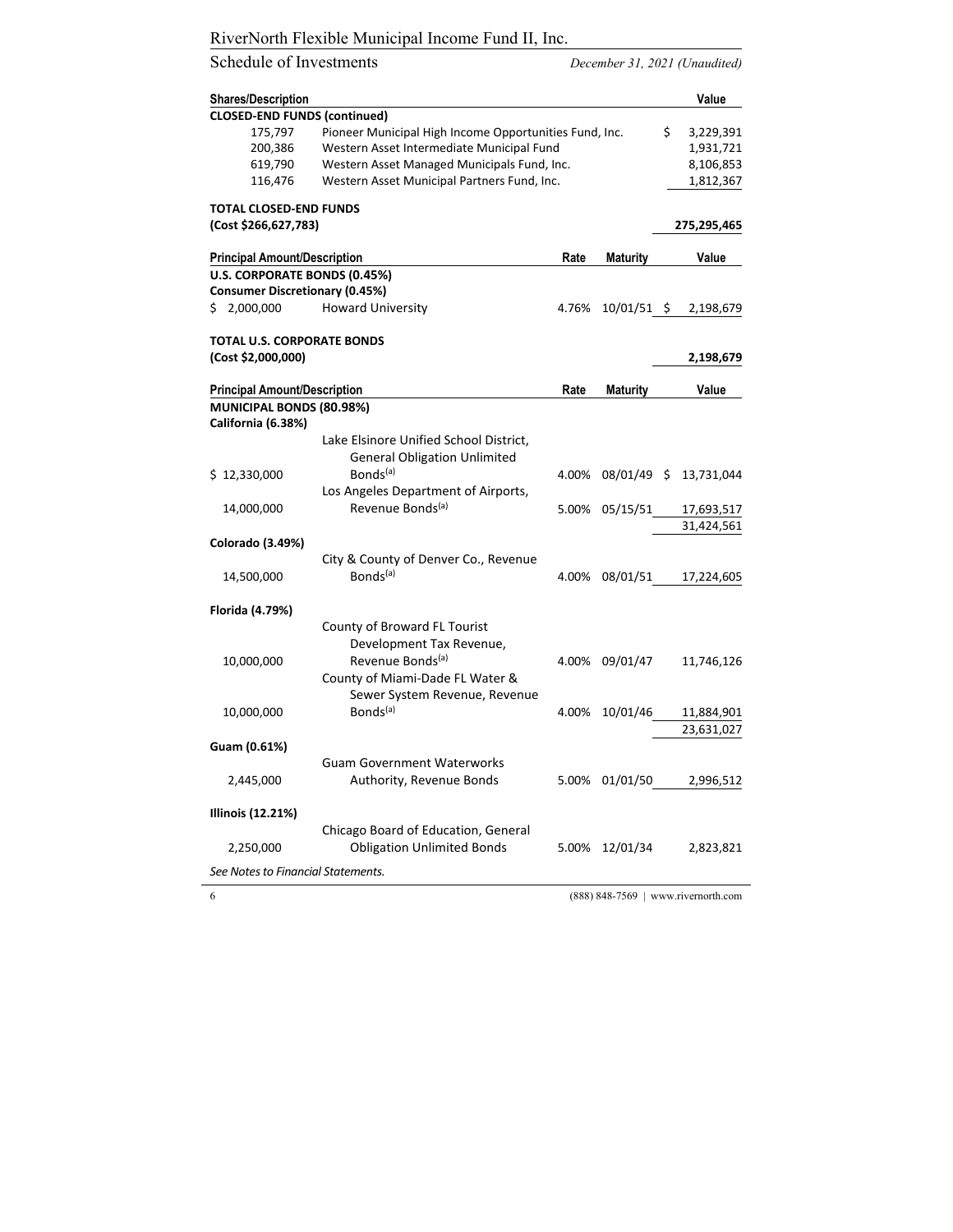| Shares/Description | | Value |
|---|---|---|
| **CLOSED-END FUNDS (continued)** | | |
| 175,797 | Pioneer Municipal High Income Opportunities Fund, Inc. | $ 3,229,391 |
| 200,386 | Western Asset Intermediate Municipal Fund | 1,931,721 |
| 619,790 | Western Asset Managed Municipals Fund, Inc. | 8,106,853 |
| 116,476 | Western Asset Municipal Partners Fund, Inc. | 1,812,367 |
| **TOTAL CLOSED-END FUNDS (Cost $266,627,783)** | | **275,295,465** |

| Principal Amount/Description | | Rate | Maturity | Value |
|---|---|---|---|---|
| **U.S. CORPORATE BONDS (0.45%)** | | | | |
| **Consumer Discretionary (0.45%)** | | | | |
| $ 2,000,000 | Howard University | 4.76% | 10/01/51 | $ 2,198,679 |
| **TOTAL U.S. CORPORATE BONDS (Cost $2,000,000)** | | | | **2,198,679** |

| Principal Amount/Description | | Rate | Maturity | Value |
|---|---|---|---|---|
| **MUNICIPAL BONDS (80.98%)** | | | | |
| **California (6.38%)** | | | | |
| $ 12,330,000 | Lake Elsinore Unified School District, General Obligation Unlimited Bonds[(a)] | 4.00% | 08/01/49 | $ 13,731,044 |
| 14,000,000 | Los Angeles Department of Airports, Revenue Bonds[(a)] | 5.00% | 05/15/51 | 17,693,517 |
| | | | | 31,424,561 |
| **Colorado (3.49%)** | | | | |
| 14,500,000 | City & County of Denver Co., Revenue Bonds[(a)] | 4.00% | 08/01/51 | 17,224,605 |
| **Florida (4.79%)** | | | | |
| 10,000,000 | County of Broward FL Tourist Development Tax Revenue, Revenue Bonds[(a)] | 4.00% | 09/01/47 | 11,746,126 |
| 10,000,000 | County of Miami-Dade FL Water & Sewer System Revenue, Revenue Bonds[(a)] | 4.00% | 10/01/46 | 11,884,901 |
| | | | | 23,631,027 |
| **Guam (0.61%)** | | | | |
| 2,445,000 | Guam Government Waterworks Authority, Revenue Bonds | 5.00% | 01/01/50 | 2,996,512 |
| **Illinois (12.21%)** | | | | |
| 2,250,000 | Chicago Board of Education, General Obligation Unlimited Bonds | 5.00% | 12/01/34 | 2,823,821 |

*See Notes to Financial Statements.*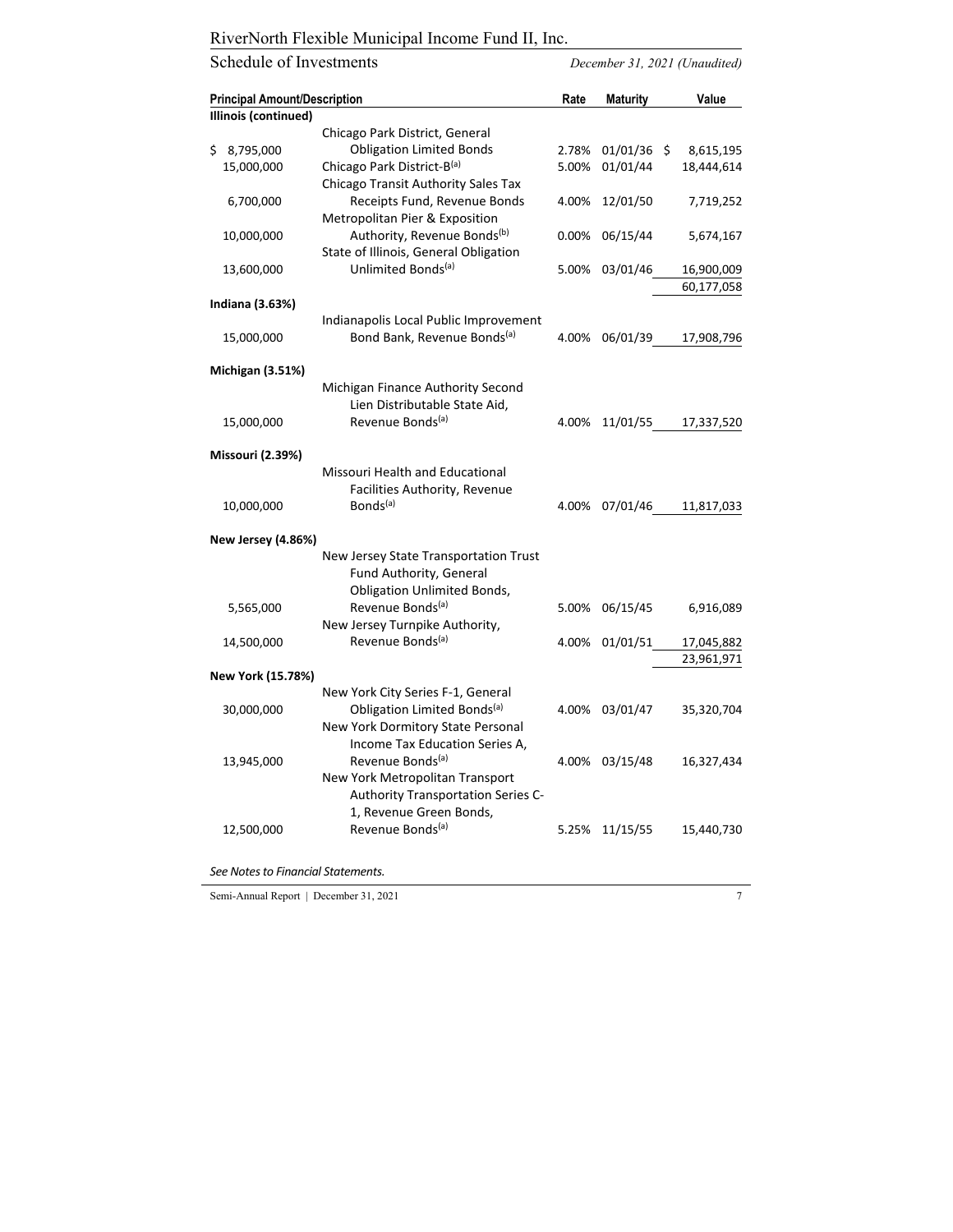# RiverNorth Flexible Municipal Income Fund II, Inc.

## Schedule of Investments

*December 31, 2021 (Unaudited)*

| Principal Amount/Description | | Rate | Maturity | Value |
|---|---|---|---|---|
| **Illinois (continued)** | | | | |
| $ 8,795,000 | Chicago Park District, General Obligation Limited Bonds | 2.78% | 01/01/36 | $ 8,615,195 |
| 15,000,000 | Chicago Park District-B[(a)] | 5.00% | 01/01/44 | 18,444,614 |
| 6,700,000 | Chicago Transit Authority Sales Tax Receipts Fund, Revenue Bonds | 4.00% | 12/01/50 | 7,719,252 |
| 10,000,000 | Metropolitan Pier & Exposition Authority, Revenue Bonds[(b)] | 0.00% | 06/15/44 | 5,674,167 |
| 13,600,000 | State of Illinois, General Obligation Unlimited Bonds[(a)] | 5.00% | 03/01/46 | 16,900,009 |
| | | | | 60,177,058 |
| **Indiana (3.63%)** | | | | |
| 15,000,000 | Indianapolis Local Public Improvement Bond Bank, Revenue Bonds[(a)] | 4.00% | 06/01/39 | 17,908,796 |
| **Michigan (3.51%)** | | | | |
| 15,000,000 | Michigan Finance Authority Second Lien Distributable State Aid, Revenue Bonds[(a)] | 4.00% | 11/01/55 | 17,337,520 |
| **Missouri (2.39%)** | | | | |
| 10,000,000 | Missouri Health and Educational Facilities Authority, Revenue Bonds[(a)] | 4.00% | 07/01/46 | 11,817,033 |
| **New Jersey (4.86%)** | | | | |
| 5,565,000 | New Jersey State Transportation Trust Fund Authority, General Obligation Unlimited Bonds, Revenue Bonds[(a)] | 5.00% | 06/15/45 | 6,916,089 |
| 14,500,000 | New Jersey Turnpike Authority, Revenue Bonds[(a)] | 4.00% | 01/01/51 | 17,045,882 |
| | | | | 23,961,971 |
| **New York (15.78%)** | | | | |
| 30,000,000 | New York City Series F-1, General Obligation Limited Bonds[(a)] | 4.00% | 03/01/47 | 35,320,704 |
| 13,945,000 | New York Dormitory State Personal Income Tax Education Series A, Revenue Bonds[(a)] | 4.00% | 03/15/48 | 16,327,434 |
| 12,500,000 | New York Metropolitan Transport Authority Transportation Series C-1, Revenue Green Bonds, Revenue Bonds[(a)] | 5.25% | 11/15/55 | 15,440,730 |

*See Notes to Financial Statements.*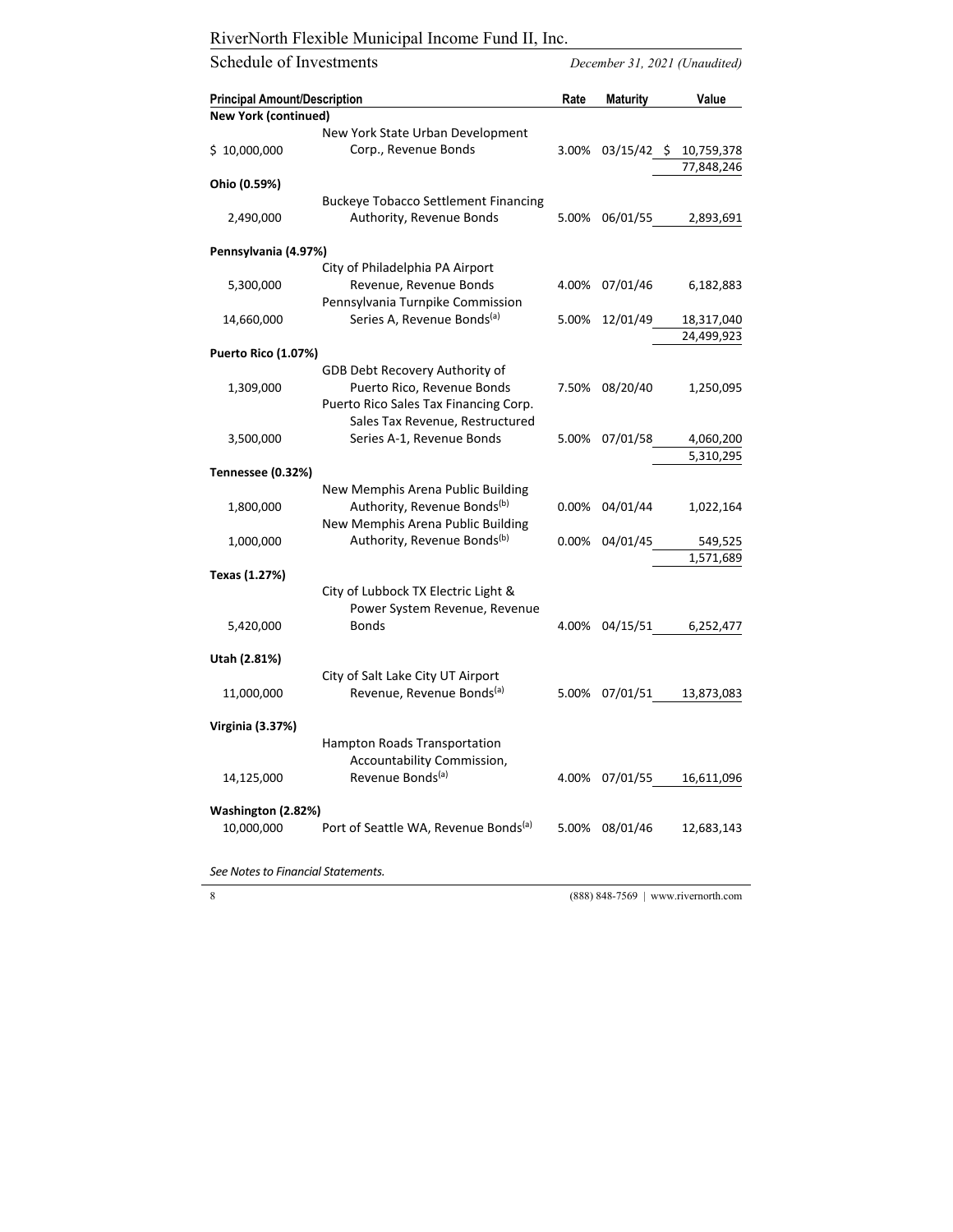RiverNorth Flexible Municipal Income Fund II, Inc.

Schedule of Investments

*December 31, 2021 (Unaudited)*

| Principal Amount/Description | | Rate | Maturity | Value |
|---|---|---|---|---|
| **New York (continued)** | | | | |
| $ 10,000,000 | New York State Urban Development Corp., Revenue Bonds | 3.00% | 03/15/42 | $ 10,759,378 |
| | | | | 77,848,246 |
| **Ohio (0.59%)** | | | | |
| 2,490,000 | Buckeye Tobacco Settlement Financing Authority, Revenue Bonds | 5.00% | 06/01/55 | 2,893,691 |
| **Pennsylvania (4.97%)** | | | | |
| 5,300,000 | City of Philadelphia PA Airport Revenue, Revenue Bonds | 4.00% | 07/01/46 | 6,182,883 |
| 14,660,000 | Pennsylvania Turnpike Commission Series A, Revenue Bonds[(a)] | 5.00% | 12/01/49 | 18,317,040 |
| | | | | 24,499,923 |
| **Puerto Rico (1.07%)** | | | | |
| 1,309,000 | GDB Debt Recovery Authority of Puerto Rico, Revenue Bonds | 7.50% | 08/20/40 | 1,250,095 |
| 3,500,000 | Puerto Rico Sales Tax Financing Corp. Sales Tax Revenue, Restructured Series A-1, Revenue Bonds | 5.00% | 07/01/58 | 4,060,200 |
| | | | | 5,310,295 |
| **Tennessee (0.32%)** | | | | |
| 1,800,000 | New Memphis Arena Public Building Authority, Revenue Bonds[(b)] | 0.00% | 04/01/44 | 1,022,164 |
| 1,000,000 | New Memphis Arena Public Building Authority, Revenue Bonds[(b)] | 0.00% | 04/01/45 | 549,525 |
| | | | | 1,571,689 |
| **Texas (1.27%)** | | | | |
| 5,420,000 | City of Lubbock TX Electric Light & Power System Revenue, Revenue Bonds | 4.00% | 04/15/51 | 6,252,477 |
| **Utah (2.81%)** | | | | |
| 11,000,000 | City of Salt Lake City UT Airport Revenue, Revenue Bonds[(a)] | 5.00% | 07/01/51 | 13,873,083 |
| **Virginia (3.37%)** | | | | |
| 14,125,000 | Hampton Roads Transportation Accountability Commission, Revenue Bonds[(a)] | 4.00% | 07/01/55 | 16,611,096 |
| **Washington (2.82%)** | | | | |
| 10,000,000 | Port of Seattle WA, Revenue Bonds[(a)] | 5.00% | 08/01/46 | 12,683,143 |

*See Notes to Financial Statements.*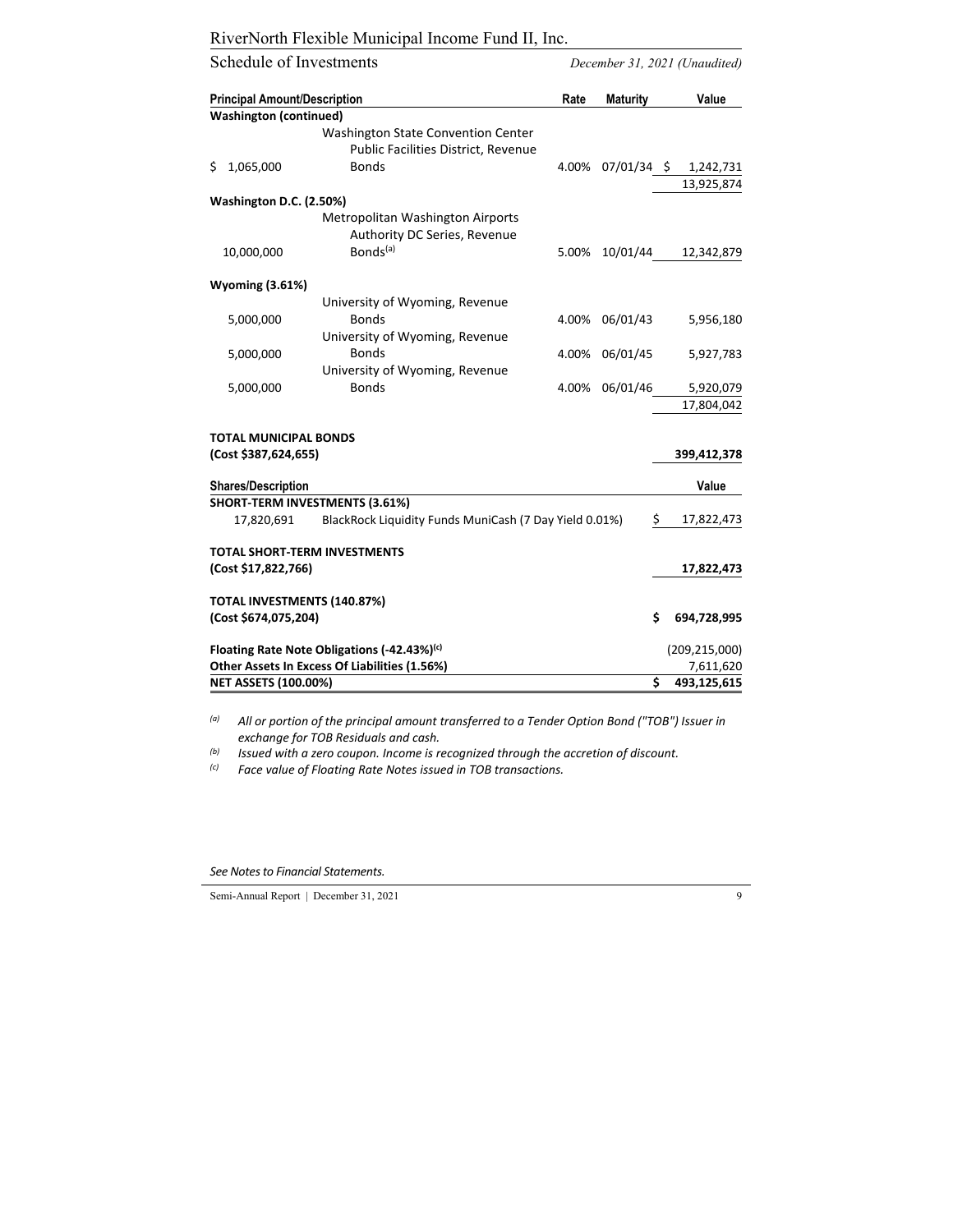RiverNorth Flexible Municipal Income Fund II, Inc.

Schedule of Investments — December 31, 2021 (Unaudited)

| Principal Amount/Description | | Rate | Maturity | Value |
|---|---|---|---|---|
| **Washington (continued)** | | | | |
| $ 1,065,000 | Washington State Convention Center Public Facilities District, Revenue Bonds | 4.00% | 07/01/34 | $ 1,242,731 |
| | | | | 13,925,874 |
| **Washington D.C. (2.50%)** | | | | |
| 10,000,000 | Metropolitan Washington Airports Authority DC Series, Revenue Bonds[(a)] | 5.00% | 10/01/44 | 12,342,879 |
| **Wyoming (3.61%)** | | | | |
| 5,000,000 | University of Wyoming, Revenue Bonds | 4.00% | 06/01/43 | 5,956,180 |
| 5,000,000 | University of Wyoming, Revenue Bonds | 4.00% | 06/01/45 | 5,927,783 |
| 5,000,000 | University of Wyoming, Revenue Bonds | 4.00% | 06/01/46 | 5,920,079 |
| | | | | 17,804,042 |
| **TOTAL MUNICIPAL BONDS (Cost $387,624,655)** | | | | **399,412,378** |

| Shares/Description | | Value |
|---|---|---|
| **SHORT-TERM INVESTMENTS (3.61%)** | | |
| 17,820,691 | BlackRock Liquidity Funds MuniCash (7 Day Yield 0.01%) | $ 17,822,473 |
| **TOTAL SHORT-TERM INVESTMENTS (Cost $17,822,766)** | | **17,822,473** |
| **TOTAL INVESTMENTS (140.87%) (Cost $674,075,204)** | | **$ 694,728,995** |
| **Floating Rate Note Obligations (-42.43%)[(c)]** | | (209,215,000) |
| **Other Assets In Excess Of Liabilities (1.56%)** | | 7,611,620 |
| **NET ASSETS (100.00%)** | | **$ 493,125,615** |

*(a) All or portion of the principal amount transferred to a Tender Option Bond ("TOB") Issuer in exchange for TOB Residuals and cash.*

*(b) Issued with a zero coupon. Income is recognized through the accretion of discount.*

*(c) Face value of Floating Rate Notes issued in TOB transactions.*

*See Notes to Financial Statements.*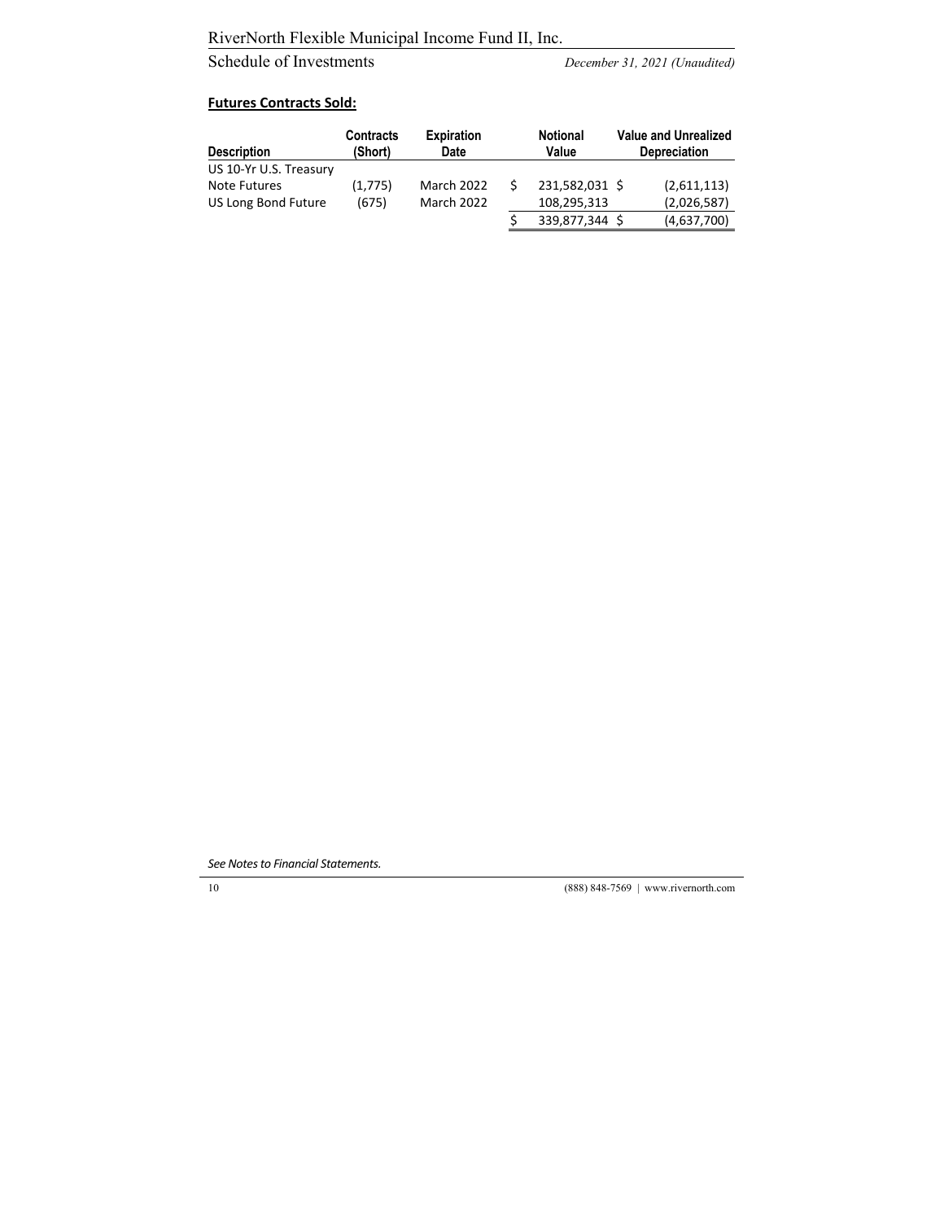**Futures Contracts Sold:**

| Description | Contracts (Short) | Expiration Date | Notional Value | Value and Unrealized Depreciation |
|---|---|---|---|---|
| US 10-Yr U.S. Treasury Note Futures | (1,775) | March 2022 | $ 231,582,031 | $ (2,611,113) |
| US Long Bond Future | (675) | March 2022 | 108,295,313 | (2,026,587) |
| | | | $ 339,877,344 | $ (4,637,700) |

*See Notes to Financial Statements.*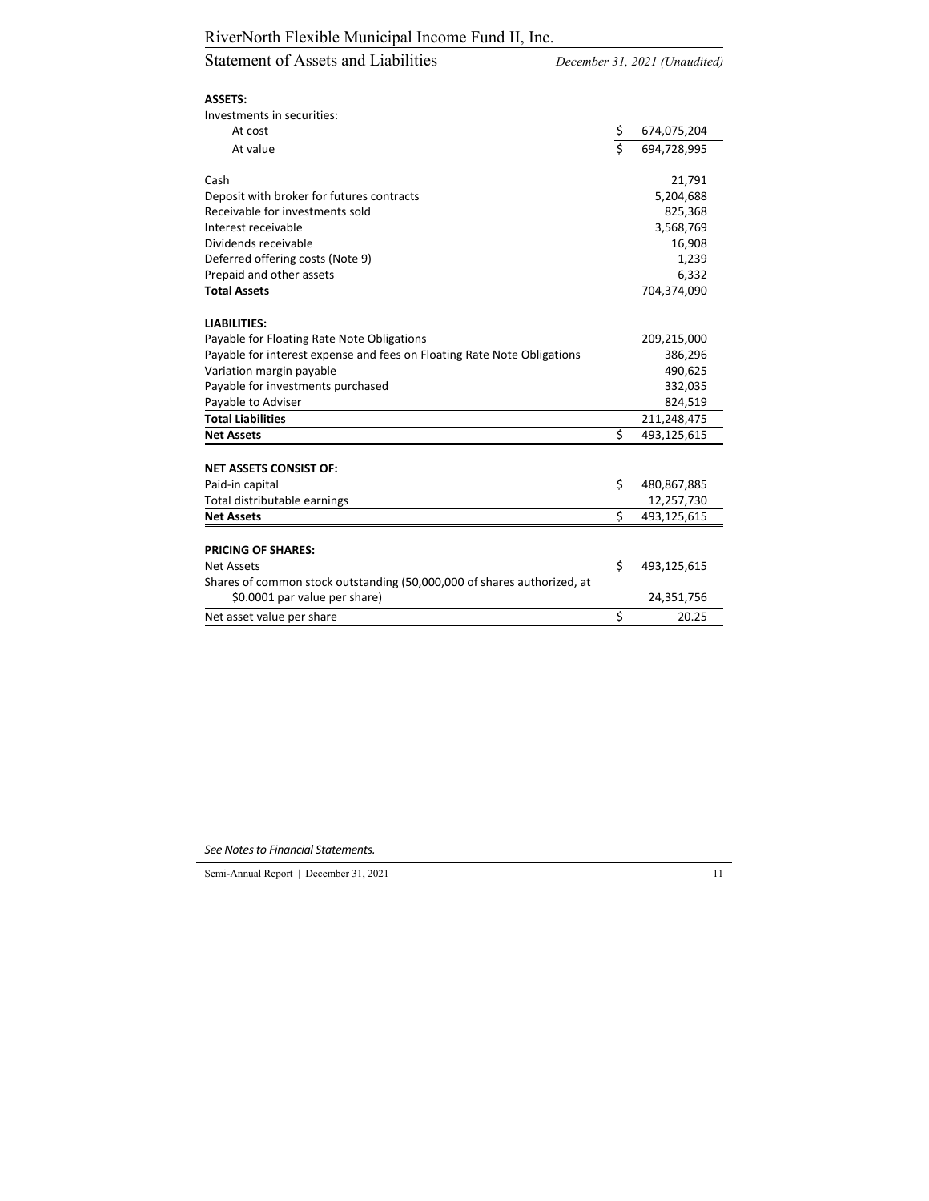# RiverNorth Flexible Municipal Income Fund II, Inc.

## Statement of Assets and Liabilities

*December 31, 2021 (Unaudited)*

| | |
|---|---|
| **ASSETS:** | |
| Investments in securities: | |
| At cost | $ 674,075,204 |
| At value | $ 694,728,995 |
| | |
| Cash | 21,791 |
| Deposit with broker for futures contracts | 5,204,688 |
| Receivable for investments sold | 825,368 |
| Interest receivable | 3,568,769 |
| Dividends receivable | 16,908 |
| Deferred offering costs (Note 9) | 1,239 |
| Prepaid and other assets | 6,332 |
| **Total Assets** | 704,374,090 |
| | |
| **LIABILITIES:** | |
| Payable for Floating Rate Note Obligations | 209,215,000 |
| Payable for interest expense and fees on Floating Rate Note Obligations | 386,296 |
| Variation margin payable | 490,625 |
| Payable for investments purchased | 332,035 |
| Payable to Adviser | 824,519 |
| **Total Liabilities** | 211,248,475 |
| **Net Assets** | $ 493,125,615 |
| | |
| **NET ASSETS CONSIST OF:** | |
| Paid-in capital | $ 480,867,885 |
| Total distributable earnings | 12,257,730 |
| **Net Assets** | $ 493,125,615 |
| | |
| **PRICING OF SHARES:** | |
| Net Assets | $ 493,125,615 |
| Shares of common stock outstanding (50,000,000 of shares authorized, at $0.0001 par value per share) | 24,351,756 |
| Net asset value per share | $ 20.25 |

*See Notes to Financial Statements.*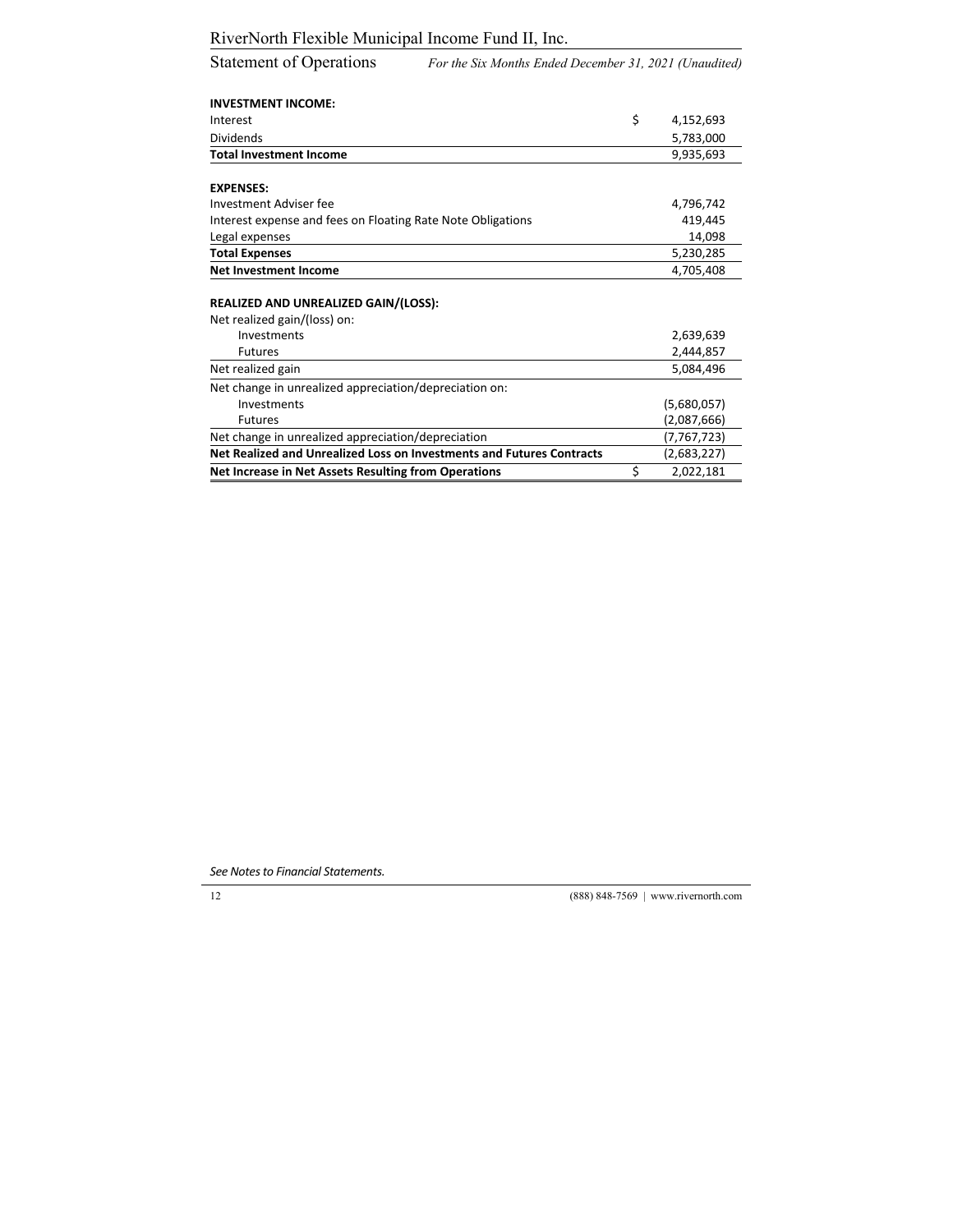# RiverNorth Flexible Municipal Income Fund II, Inc.

## Statement of Operations

*For the Six Months Ended December 31, 2021 (Unaudited)*

| | |
|---|---|
| **INVESTMENT INCOME:** | |
| Interest | $ 4,152,693 |
| Dividends | 5,783,000 |
| **Total Investment Income** | 9,935,693 |
| | |
| **EXPENSES:** | |
| Investment Adviser fee | 4,796,742 |
| Interest expense and fees on Floating Rate Note Obligations | 419,445 |
| Legal expenses | 14,098 |
| **Total Expenses** | 5,230,285 |
| **Net Investment Income** | 4,705,408 |
| | |
| **REALIZED AND UNREALIZED GAIN/(LOSS):** | |
| Net realized gain/(loss) on: | |
| Investments | 2,639,639 |
| Futures | 2,444,857 |
| Net realized gain | 5,084,496 |
| Net change in unrealized appreciation/depreciation on: | |
| Investments | (5,680,057) |
| Futures | (2,087,666) |
| Net change in unrealized appreciation/depreciation | (7,767,723) |
| **Net Realized and Unrealized Loss on Investments and Futures Contracts** | (2,683,227) |
| **Net Increase in Net Assets Resulting from Operations** | $ 2,022,181 |

*See Notes to Financial Statements.*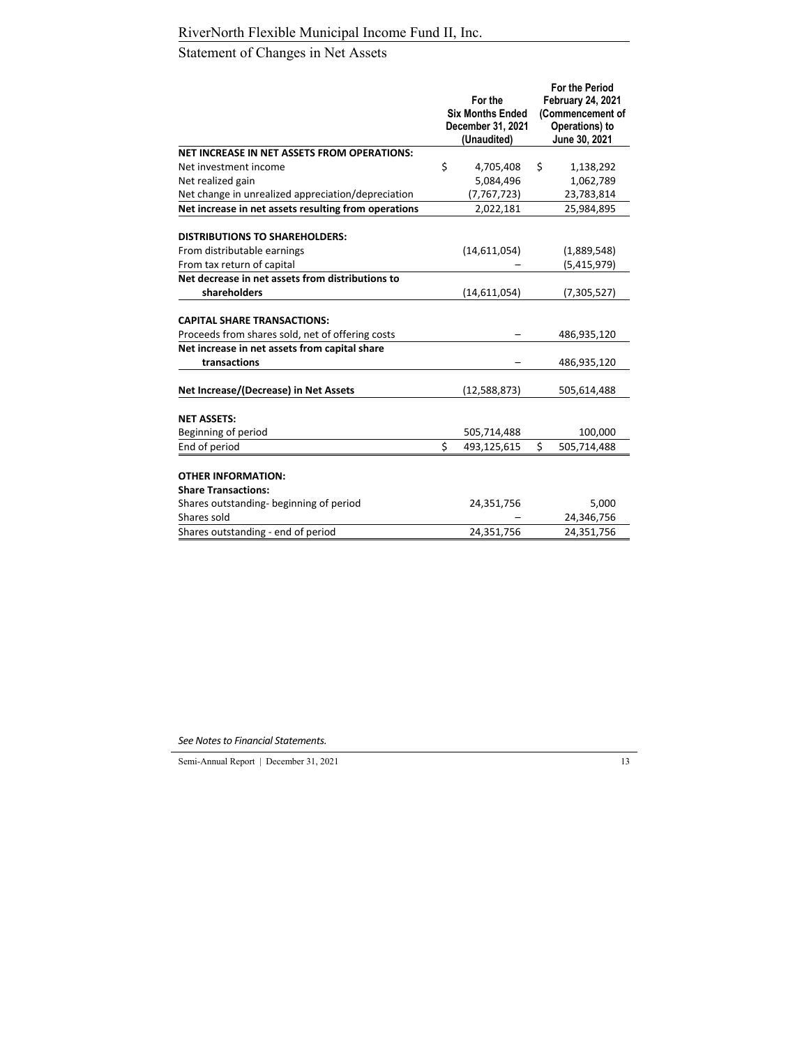# RiverNorth Flexible Municipal Income Fund II, Inc.

## Statement of Changes in Net Assets

| | For the Six Months Ended December 31, 2021 (Unaudited) | For the Period February 24, 2021 (Commencement of Operations) to June 30, 2021 |
|---|---|---|
| **NET INCREASE IN NET ASSETS FROM OPERATIONS:** | | |
| Net investment income | $ 4,705,408 | $ 1,138,292 |
| Net realized gain | 5,084,496 | 1,062,789 |
| Net change in unrealized appreciation/depreciation | (7,767,723) | 23,783,814 |
| **Net increase in net assets resulting from operations** | 2,022,181 | 25,984,895 |
| | | |
| **DISTRIBUTIONS TO SHAREHOLDERS:** | | |
| From distributable earnings | (14,611,054) | (1,889,548) |
| From tax return of capital | – | (5,415,979) |
| **Net decrease in net assets from distributions to shareholders** | (14,611,054) | (7,305,527) |
| | | |
| **CAPITAL SHARE TRANSACTIONS:** | | |
| Proceeds from shares sold, net of offering costs | – | 486,935,120 |
| **Net increase in net assets from capital share transactions** | – | 486,935,120 |
| | | |
| **Net Increase/(Decrease) in Net Assets** | (12,588,873) | 505,614,488 |
| | | |
| **NET ASSETS:** | | |
| Beginning of period | 505,714,488 | 100,000 |
| End of period | $ 493,125,615 | $ 505,714,488 |
| | | |
| **OTHER INFORMATION:** | | |
| **Share Transactions:** | | |
| Shares outstanding- beginning of period | 24,351,756 | 5,000 |
| Shares sold | – | 24,346,756 |
| Shares outstanding - end of period | 24,351,756 | 24,351,756 |

*See Notes to Financial Statements.*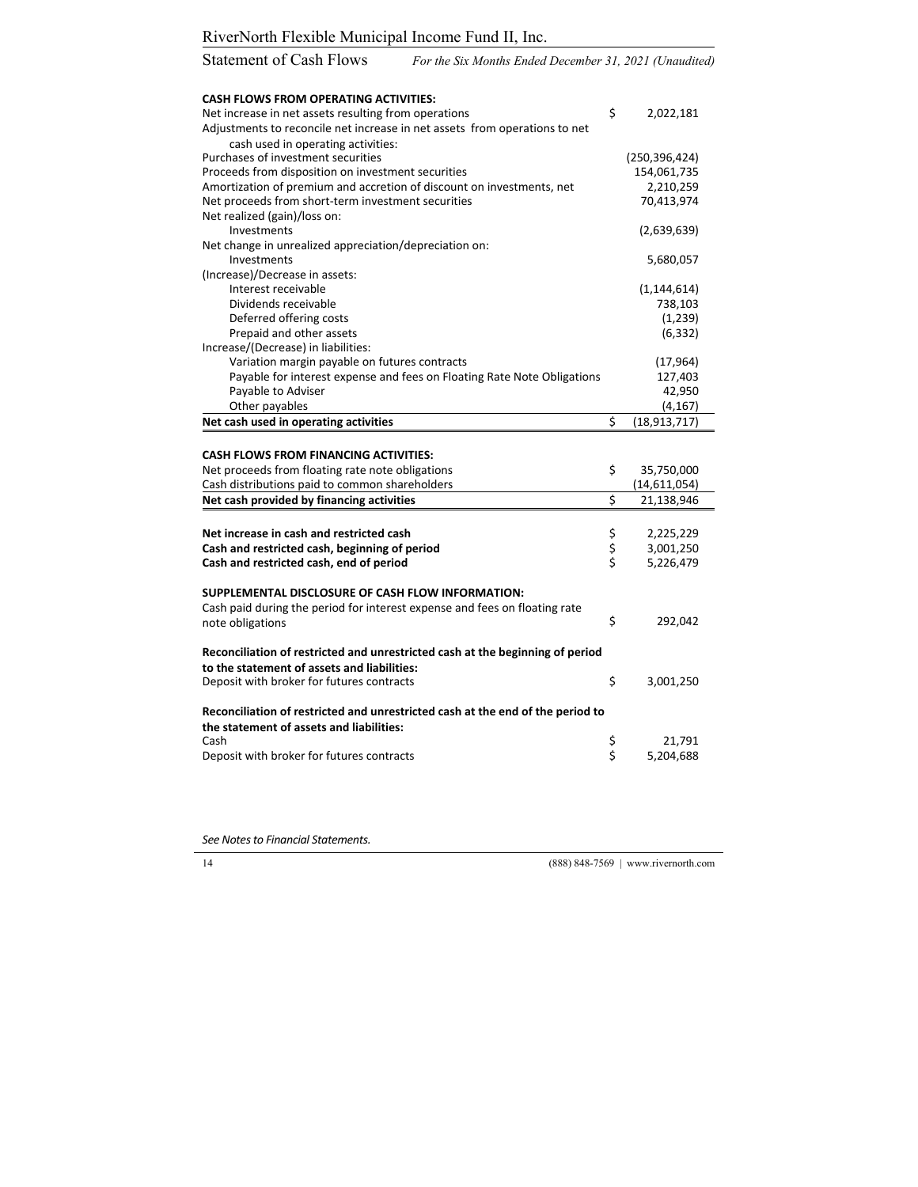# RiverNorth Flexible Municipal Income Fund II, Inc.

## Statement of Cash Flows

*For the Six Months Ended December 31, 2021 (Unaudited)*

| | | |
|---|---|---|
| **CASH FLOWS FROM OPERATING ACTIVITIES:** | | |
| Net increase in net assets resulting from operations | $ | 2,022,181 |
| Adjustments to reconcile net increase in net assets from operations to net cash used in operating activities: | | |
| Purchases of investment securities | | (250,396,424) |
| Proceeds from disposition on investment securities | | 154,061,735 |
| Amortization of premium and accretion of discount on investments, net | | 2,210,259 |
| Net proceeds from short-term investment securities | | 70,413,974 |
| Net realized (gain)/loss on: | | |
| Investments | | (2,639,639) |
| Net change in unrealized appreciation/depreciation on: | | |
| Investments | | 5,680,057 |
| (Increase)/Decrease in assets: | | |
| Interest receivable | | (1,144,614) |
| Dividends receivable | | 738,103 |
| Deferred offering costs | | (1,239) |
| Prepaid and other assets | | (6,332) |
| Increase/(Decrease) in liabilities: | | |
| Variation margin payable on futures contracts | | (17,964) |
| Payable for interest expense and fees on Floating Rate Note Obligations | | 127,403 |
| Payable to Adviser | | 42,950 |
| Other payables | | (4,167) |
| **Net cash used in operating activities** | $ | (18,913,717) |
| | | |
| **CASH FLOWS FROM FINANCING ACTIVITIES:** | | |
| Net proceeds from floating rate note obligations | $ | 35,750,000 |
| Cash distributions paid to common shareholders | | (14,611,054) |
| **Net cash provided by financing activities** | $ | 21,138,946 |
| | | |
| **Net increase in cash and restricted cash** | $ | 2,225,229 |
| **Cash and restricted cash, beginning of period** | $ | 3,001,250 |
| **Cash and restricted cash, end of period** | $ | 5,226,479 |
| | | |
| **SUPPLEMENTAL DISCLOSURE OF CASH FLOW INFORMATION:** | | |
| Cash paid during the period for interest expense and fees on floating rate note obligations | $ | 292,042 |
| | | |
| **Reconciliation of restricted and unrestricted cash at the beginning of period to the statement of assets and liabilities:** | | |
| Deposit with broker for futures contracts | $ | 3,001,250 |
| | | |
| **Reconciliation of restricted and unrestricted cash at the end of the period to the statement of assets and liabilities:** | | |
| Cash | $ | 21,791 |
| Deposit with broker for futures contracts | $ | 5,204,688 |

*See Notes to Financial Statements.*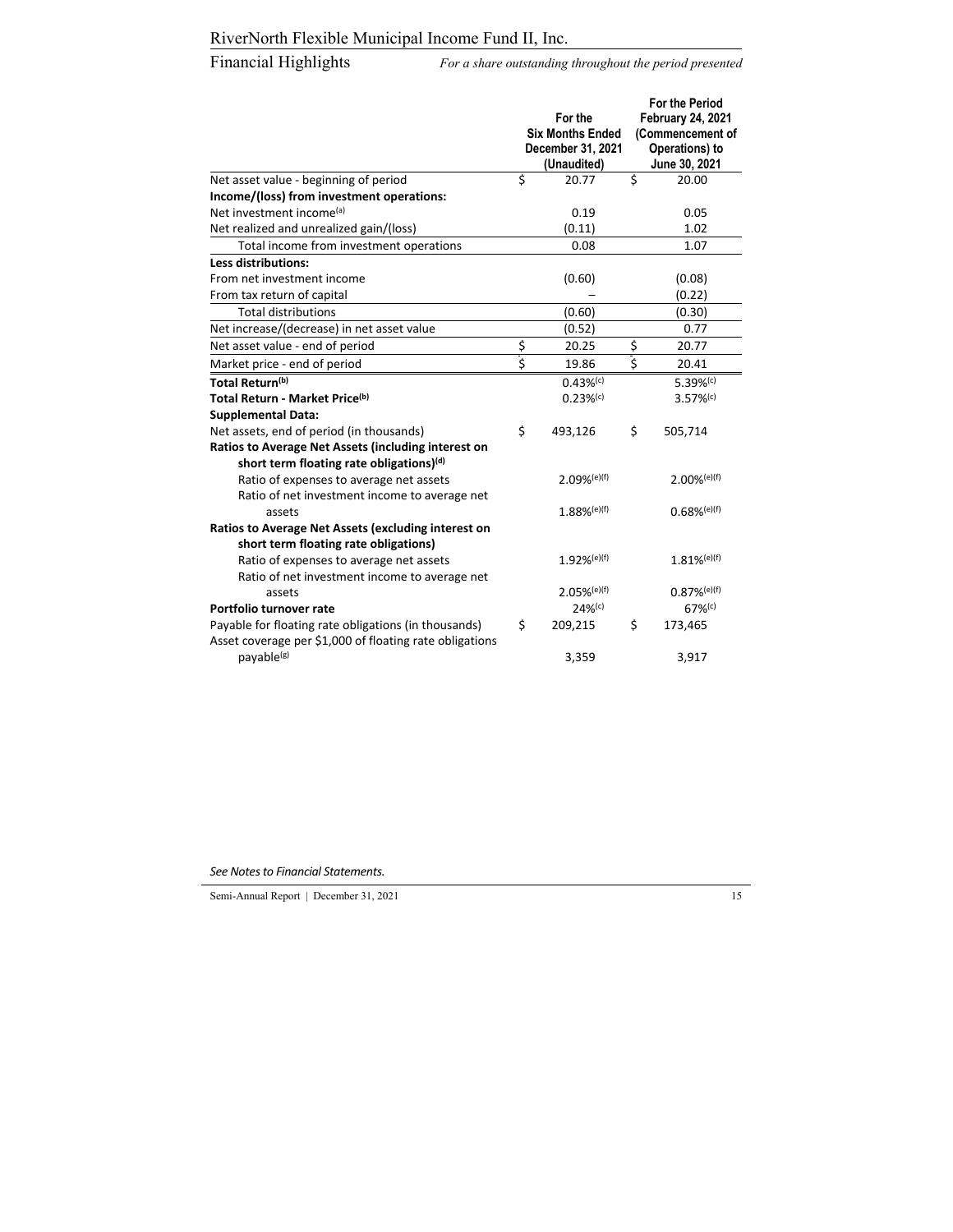# RiverNorth Flexible Municipal Income Fund II, Inc.

## Financial Highlights

*For a share outstanding throughout the period presented*

| | For the Six Months Ended December 31, 2021 (Unaudited) | For the Period February 24, 2021 (Commencement of Operations) to June 30, 2021 |
|---|---|---|
| Net asset value - beginning of period | $ 20.77 | $ 20.00 |
| **Income/(loss) from investment operations:** | | |
| Net investment income[(a)] | 0.19 | 0.05 |
| Net realized and unrealized gain/(loss) | (0.11) | 1.02 |
| Total income from investment operations | 0.08 | 1.07 |
| **Less distributions:** | | |
| From net investment income | (0.60) | (0.08) |
| From tax return of capital | – | (0.22) |
| Total distributions | (0.60) | (0.30) |
| Net increase/(decrease) in net asset value | (0.52) | 0.77 |
| Net asset value - end of period | $ 20.25 | $ 20.77 |
| Market price - end of period | $ 19.86 | $ 20.41 |
| **Total Return[(b)]** | 0.43%[(c)] | 5.39%[(c)] |
| **Total Return - Market Price[(b)]** | 0.23%[(c)] | 3.57%[(c)] |
| **Supplemental Data:** | | |
| Net assets, end of period (in thousands) | $ 493,126 | $ 505,714 |
| **Ratios to Average Net Assets (including interest on short term floating rate obligations)[(d)]** | | |
| Ratio of expenses to average net assets | 2.09%[(e)(f)] | 2.00%[(e)(f)] |
| Ratio of net investment income to average net assets | 1.88%[(e)(f)] | 0.68%[(e)(f)] |
| **Ratios to Average Net Assets (excluding interest on short term floating rate obligations)** | | |
| Ratio of expenses to average net assets | 1.92%[(e)(f)] | 1.81%[(e)(f)] |
| Ratio of net investment income to average net assets | 2.05%[(e)(f)] | 0.87%[(e)(f)] |
| **Portfolio turnover rate** | 24%[(c)] | 67%[(c)] |
| Payable for floating rate obligations (in thousands) | $ 209,215 | $ 173,465 |
| Asset coverage per $1,000 of floating rate obligations payable[(g)] | 3,359 | 3,917 |

*See Notes to Financial Statements.*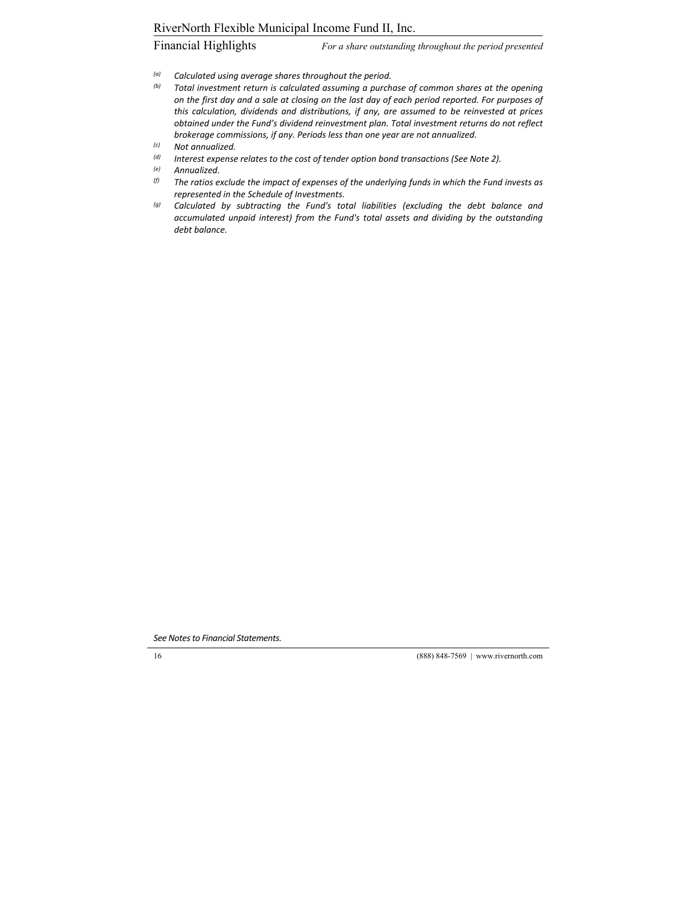*(a)* *Calculated using average shares throughout the period.*

*(b)* *Total investment return is calculated assuming a purchase of common shares at the opening on the first day and a sale at closing on the last day of each period reported. For purposes of this calculation, dividends and distributions, if any, are assumed to be reinvested at prices obtained under the Fund's dividend reinvestment plan. Total investment returns do not reflect brokerage commissions, if any. Periods less than one year are not annualized.*

*(c)* *Not annualized.*

*(d)* *Interest expense relates to the cost of tender option bond transactions (See Note 2).*

*(e)* *Annualized.*

*(f)* *The ratios exclude the impact of expenses of the underlying funds in which the Fund invests as represented in the Schedule of Investments.*

*(g)* *Calculated by subtracting the Fund's total liabilities (excluding the debt balance and accumulated unpaid interest) from the Fund's total assets and dividing by the outstanding debt balance.*

*See Notes to Financial Statements.*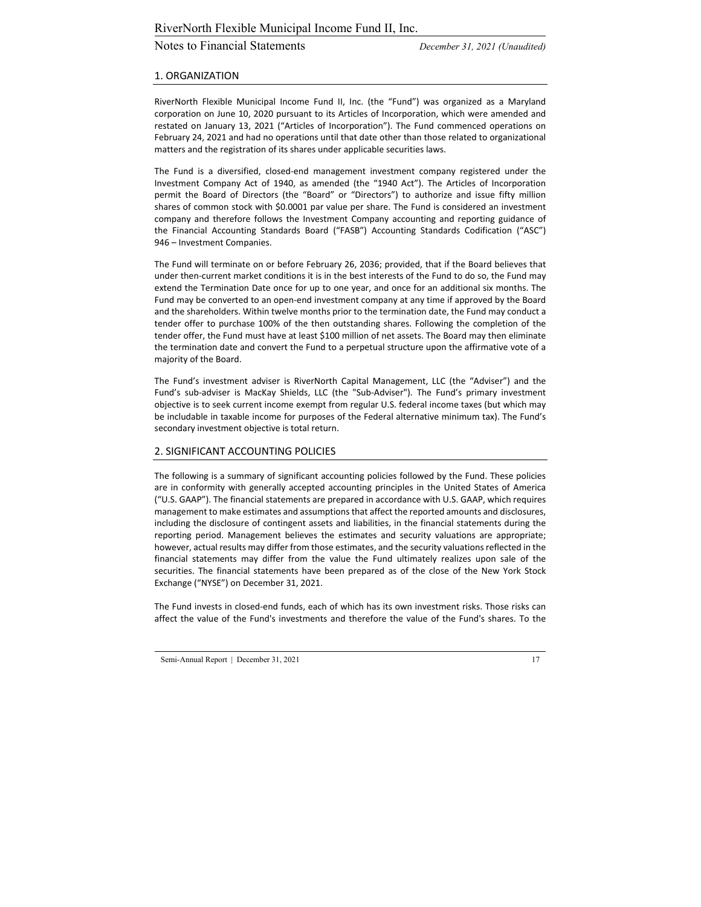## 1. ORGANIZATION

RiverNorth Flexible Municipal Income Fund II, Inc. (the "Fund") was organized as a Maryland corporation on June 10, 2020 pursuant to its Articles of Incorporation, which were amended and restated on January 13, 2021 ("Articles of Incorporation"). The Fund commenced operations on February 24, 2021 and had no operations until that date other than those related to organizational matters and the registration of its shares under applicable securities laws.

The Fund is a diversified, closed-end management investment company registered under the Investment Company Act of 1940, as amended (the "1940 Act"). The Articles of Incorporation permit the Board of Directors (the "Board" or "Directors") to authorize and issue fifty million shares of common stock with $0.0001 par value per share. The Fund is considered an investment company and therefore follows the Investment Company accounting and reporting guidance of the Financial Accounting Standards Board ("FASB") Accounting Standards Codification ("ASC") 946 – Investment Companies.

The Fund will terminate on or before February 26, 2036; provided, that if the Board believes that under then-current market conditions it is in the best interests of the Fund to do so, the Fund may extend the Termination Date once for up to one year, and once for an additional six months. The Fund may be converted to an open-end investment company at any time if approved by the Board and the shareholders. Within twelve months prior to the termination date, the Fund may conduct a tender offer to purchase 100% of the then outstanding shares. Following the completion of the tender offer, the Fund must have at least $100 million of net assets. The Board may then eliminate the termination date and convert the Fund to a perpetual structure upon the affirmative vote of a majority of the Board.

The Fund's investment adviser is RiverNorth Capital Management, LLC (the "Adviser") and the Fund's sub-adviser is MacKay Shields, LLC (the "Sub-Adviser"). The Fund's primary investment objective is to seek current income exempt from regular U.S. federal income taxes (but which may be includable in taxable income for purposes of the Federal alternative minimum tax). The Fund's secondary investment objective is total return.

## 2. SIGNIFICANT ACCOUNTING POLICIES

The following is a summary of significant accounting policies followed by the Fund. These policies are in conformity with generally accepted accounting principles in the United States of America ("U.S. GAAP"). The financial statements are prepared in accordance with U.S. GAAP, which requires management to make estimates and assumptions that affect the reported amounts and disclosures, including the disclosure of contingent assets and liabilities, in the financial statements during the reporting period. Management believes the estimates and security valuations are appropriate; however, actual results may differ from those estimates, and the security valuations reflected in the financial statements may differ from the value the Fund ultimately realizes upon sale of the securities. The financial statements have been prepared as of the close of the New York Stock Exchange ("NYSE") on December 31, 2021.

The Fund invests in closed-end funds, each of which has its own investment risks. Those risks can affect the value of the Fund's investments and therefore the value of the Fund's shares. To the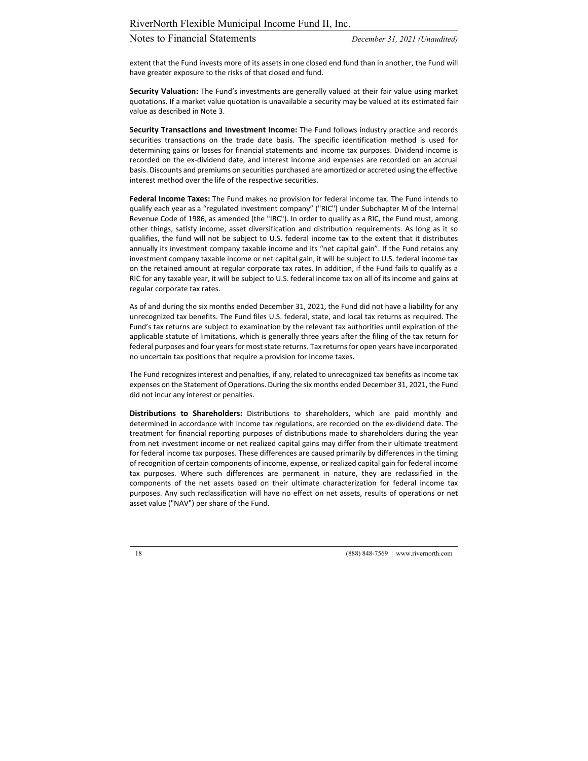extent that the Fund invests more of its assets in one closed end fund than in another, the Fund will have greater exposure to the risks of that closed end fund.

**Security Valuation:** The Fund's investments are generally valued at their fair value using market quotations. If a market value quotation is unavailable a security may be valued at its estimated fair value as described in Note 3.

**Security Transactions and Investment Income:** The Fund follows industry practice and records securities transactions on the trade date basis. The specific identification method is used for determining gains or losses for financial statements and income tax purposes. Dividend income is recorded on the ex-dividend date, and interest income and expenses are recorded on an accrual basis. Discounts and premiums on securities purchased are amortized or accreted using the effective interest method over the life of the respective securities.

**Federal Income Taxes:** The Fund makes no provision for federal income tax. The Fund intends to qualify each year as a "regulated investment company" ("RIC") under Subchapter M of the Internal Revenue Code of 1986, as amended (the "IRC"). In order to qualify as a RIC, the Fund must, among other things, satisfy income, asset diversification and distribution requirements. As long as it so qualifies, the fund will not be subject to U.S. federal income tax to the extent that it distributes annually its investment company taxable income and its "net capital gain". If the Fund retains any investment company taxable income or net capital gain, it will be subject to U.S. federal income tax on the retained amount at regular corporate tax rates. In addition, if the Fund fails to qualify as a RIC for any taxable year, it will be subject to U.S. federal income tax on all of its income and gains at regular corporate tax rates.

As of and during the six months ended December 31, 2021, the Fund did not have a liability for any unrecognized tax benefits. The Fund files U.S. federal, state, and local tax returns as required. The Fund's tax returns are subject to examination by the relevant tax authorities until expiration of the applicable statute of limitations, which is generally three years after the filing of the tax return for federal purposes and four years for most state returns. Tax returns for open years have incorporated no uncertain tax positions that require a provision for income taxes.

The Fund recognizes interest and penalties, if any, related to unrecognized tax benefits as income tax expenses on the Statement of Operations. During the six months ended December 31, 2021, the Fund did not incur any interest or penalties.

**Distributions to Shareholders:** Distributions to shareholders, which are paid monthly and determined in accordance with income tax regulations, are recorded on the ex-dividend date. The treatment for financial reporting purposes of distributions made to shareholders during the year from net investment income or net realized capital gains may differ from their ultimate treatment for federal income tax purposes. These differences are caused primarily by differences in the timing of recognition of certain components of income, expense, or realized capital gain for federal income tax purposes. Where such differences are permanent in nature, they are reclassified in the components of the net assets based on their ultimate characterization for federal income tax purposes. Any such reclassification will have no effect on net assets, results of operations or net asset value ("NAV") per share of the Fund.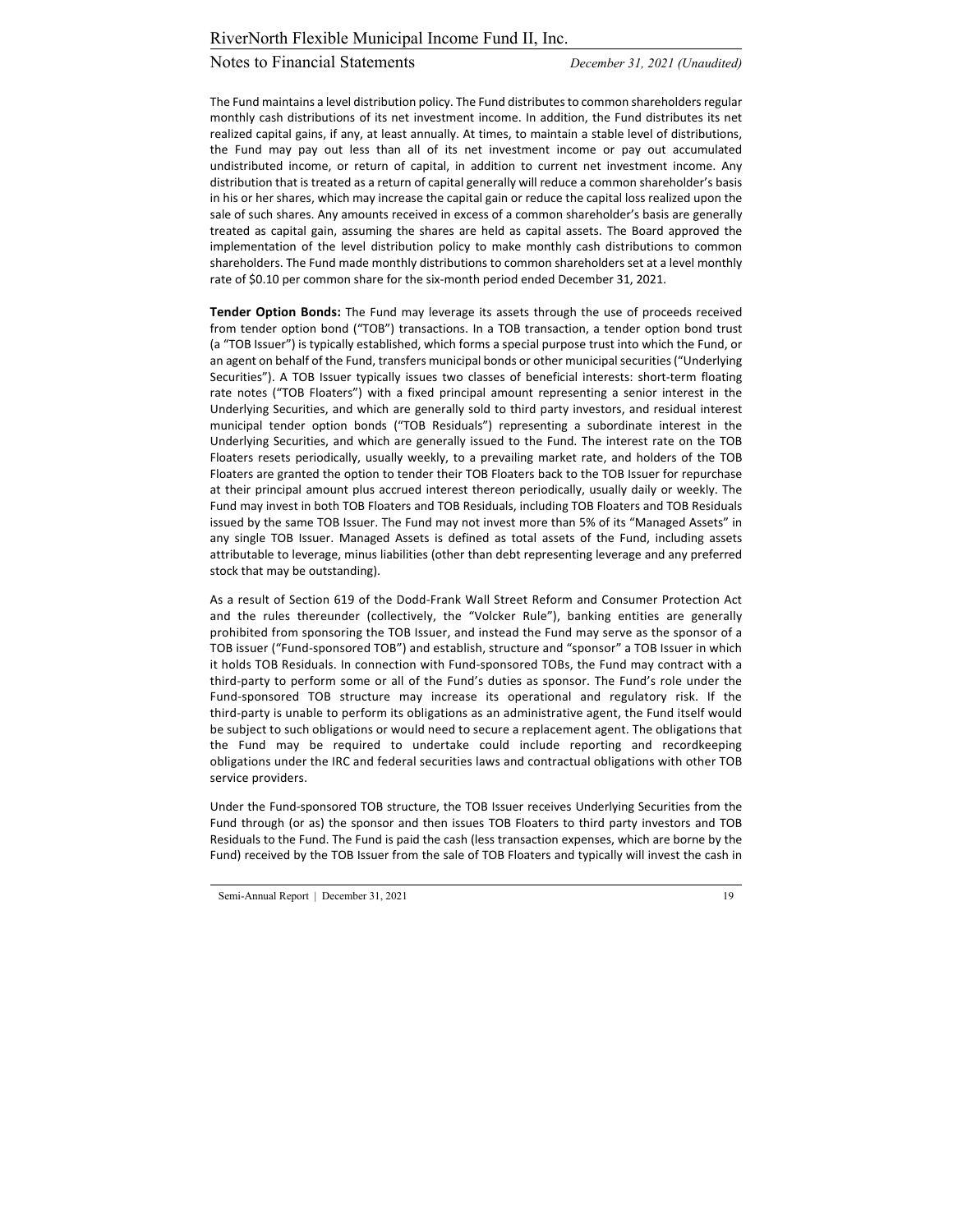The Fund maintains a level distribution policy. The Fund distributes to common shareholders regular monthly cash distributions of its net investment income. In addition, the Fund distributes its net realized capital gains, if any, at least annually. At times, to maintain a stable level of distributions, the Fund may pay out less than all of its net investment income or pay out accumulated undistributed income, or return of capital, in addition to current net investment income. Any distribution that is treated as a return of capital generally will reduce a common shareholder's basis in his or her shares, which may increase the capital gain or reduce the capital loss realized upon the sale of such shares. Any amounts received in excess of a common shareholder's basis are generally treated as capital gain, assuming the shares are held as capital assets. The Board approved the implementation of the level distribution policy to make monthly cash distributions to common shareholders. The Fund made monthly distributions to common shareholders set at a level monthly rate of $0.10 per common share for the six-month period ended December 31, 2021.

**Tender Option Bonds:** The Fund may leverage its assets through the use of proceeds received from tender option bond ("TOB") transactions. In a TOB transaction, a tender option bond trust (a "TOB Issuer") is typically established, which forms a special purpose trust into which the Fund, or an agent on behalf of the Fund, transfers municipal bonds or other municipal securities ("Underlying Securities"). A TOB Issuer typically issues two classes of beneficial interests: short-term floating rate notes ("TOB Floaters") with a fixed principal amount representing a senior interest in the Underlying Securities, and which are generally sold to third party investors, and residual interest municipal tender option bonds ("TOB Residuals") representing a subordinate interest in the Underlying Securities, and which are generally issued to the Fund. The interest rate on the TOB Floaters resets periodically, usually weekly, to a prevailing market rate, and holders of the TOB Floaters are granted the option to tender their TOB Floaters back to the TOB Issuer for repurchase at their principal amount plus accrued interest thereon periodically, usually daily or weekly. The Fund may invest in both TOB Floaters and TOB Residuals, including TOB Floaters and TOB Residuals issued by the same TOB Issuer. The Fund may not invest more than 5% of its "Managed Assets" in any single TOB Issuer. Managed Assets is defined as total assets of the Fund, including assets attributable to leverage, minus liabilities (other than debt representing leverage and any preferred stock that may be outstanding).

As a result of Section 619 of the Dodd-Frank Wall Street Reform and Consumer Protection Act and the rules thereunder (collectively, the "Volcker Rule"), banking entities are generally prohibited from sponsoring the TOB Issuer, and instead the Fund may serve as the sponsor of a TOB issuer ("Fund-sponsored TOB") and establish, structure and "sponsor" a TOB Issuer in which it holds TOB Residuals. In connection with Fund-sponsored TOBs, the Fund may contract with a third-party to perform some or all of the Fund's duties as sponsor. The Fund's role under the Fund-sponsored TOB structure may increase its operational and regulatory risk. If the third-party is unable to perform its obligations as an administrative agent, the Fund itself would be subject to such obligations or would need to secure a replacement agent. The obligations that the Fund may be required to undertake could include reporting and recordkeeping obligations under the IRC and federal securities laws and contractual obligations with other TOB service providers.

Under the Fund-sponsored TOB structure, the TOB Issuer receives Underlying Securities from the Fund through (or as) the sponsor and then issues TOB Floaters to third party investors and TOB Residuals to the Fund. The Fund is paid the cash (less transaction expenses, which are borne by the Fund) received by the TOB Issuer from the sale of TOB Floaters and typically will invest the cash in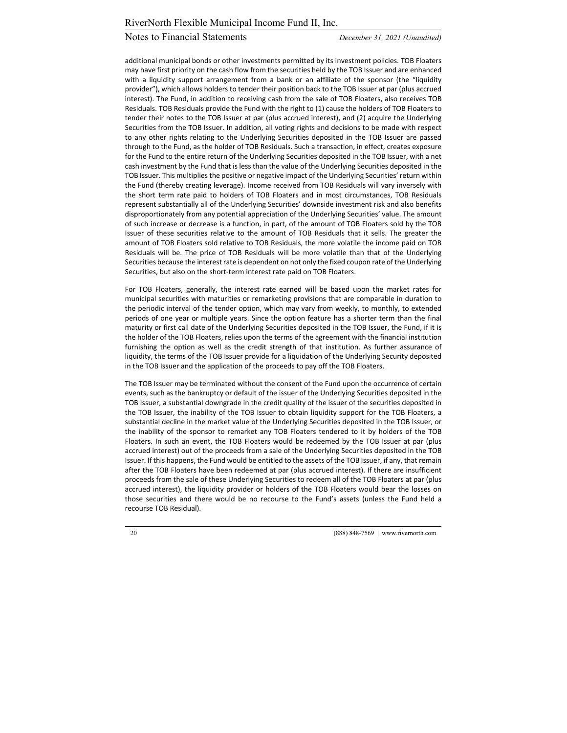additional municipal bonds or other investments permitted by its investment policies. TOB Floaters may have first priority on the cash flow from the securities held by the TOB Issuer and are enhanced with a liquidity support arrangement from a bank or an affiliate of the sponsor (the "liquidity provider"), which allows holders to tender their position back to the TOB Issuer at par (plus accrued interest). The Fund, in addition to receiving cash from the sale of TOB Floaters, also receives TOB Residuals. TOB Residuals provide the Fund with the right to (1) cause the holders of TOB Floaters to tender their notes to the TOB Issuer at par (plus accrued interest), and (2) acquire the Underlying Securities from the TOB Issuer. In addition, all voting rights and decisions to be made with respect to any other rights relating to the Underlying Securities deposited in the TOB Issuer are passed through to the Fund, as the holder of TOB Residuals. Such a transaction, in effect, creates exposure for the Fund to the entire return of the Underlying Securities deposited in the TOB Issuer, with a net cash investment by the Fund that is less than the value of the Underlying Securities deposited in the TOB Issuer. This multiplies the positive or negative impact of the Underlying Securities' return within the Fund (thereby creating leverage). Income received from TOB Residuals will vary inversely with the short term rate paid to holders of TOB Floaters and in most circumstances, TOB Residuals represent substantially all of the Underlying Securities' downside investment risk and also benefits disproportionately from any potential appreciation of the Underlying Securities' value. The amount of such increase or decrease is a function, in part, of the amount of TOB Floaters sold by the TOB Issuer of these securities relative to the amount of TOB Residuals that it sells. The greater the amount of TOB Floaters sold relative to TOB Residuals, the more volatile the income paid on TOB Residuals will be. The price of TOB Residuals will be more volatile than that of the Underlying Securities because the interest rate is dependent on not only the fixed coupon rate of the Underlying Securities, but also on the short-term interest rate paid on TOB Floaters.

For TOB Floaters, generally, the interest rate earned will be based upon the market rates for municipal securities with maturities or remarketing provisions that are comparable in duration to the periodic interval of the tender option, which may vary from weekly, to monthly, to extended periods of one year or multiple years. Since the option feature has a shorter term than the final maturity or first call date of the Underlying Securities deposited in the TOB Issuer, the Fund, if it is the holder of the TOB Floaters, relies upon the terms of the agreement with the financial institution furnishing the option as well as the credit strength of that institution. As further assurance of liquidity, the terms of the TOB Issuer provide for a liquidation of the Underlying Security deposited in the TOB Issuer and the application of the proceeds to pay off the TOB Floaters.

The TOB Issuer may be terminated without the consent of the Fund upon the occurrence of certain events, such as the bankruptcy or default of the issuer of the Underlying Securities deposited in the TOB Issuer, a substantial downgrade in the credit quality of the issuer of the securities deposited in the TOB Issuer, the inability of the TOB Issuer to obtain liquidity support for the TOB Floaters, a substantial decline in the market value of the Underlying Securities deposited in the TOB Issuer, or the inability of the sponsor to remarket any TOB Floaters tendered to it by holders of the TOB Floaters. In such an event, the TOB Floaters would be redeemed by the TOB Issuer at par (plus accrued interest) out of the proceeds from a sale of the Underlying Securities deposited in the TOB Issuer. If this happens, the Fund would be entitled to the assets of the TOB Issuer, if any, that remain after the TOB Floaters have been redeemed at par (plus accrued interest). If there are insufficient proceeds from the sale of these Underlying Securities to redeem all of the TOB Floaters at par (plus accrued interest), the liquidity provider or holders of the TOB Floaters would bear the losses on those securities and there would be no recourse to the Fund's assets (unless the Fund held a recourse TOB Residual).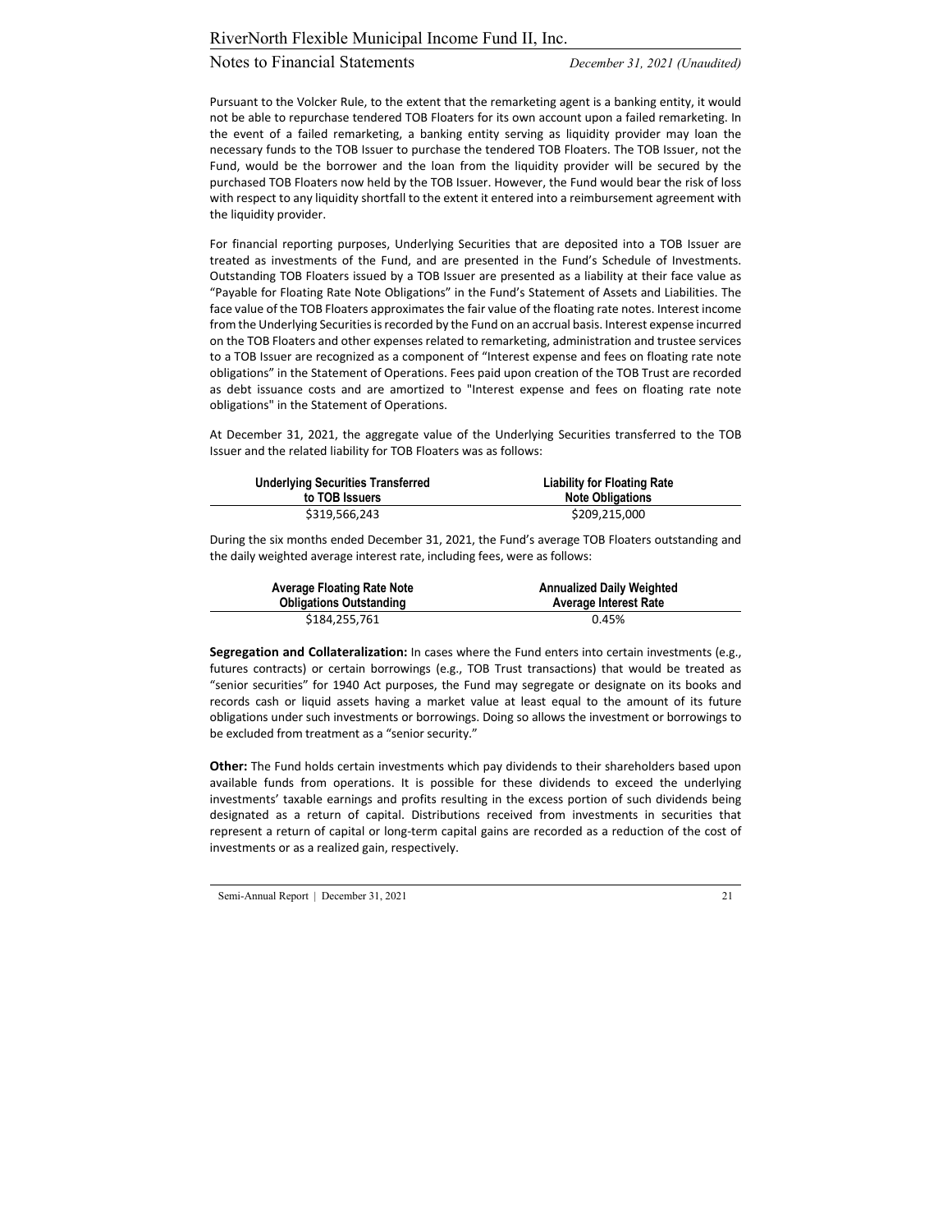Pursuant to the Volcker Rule, to the extent that the remarketing agent is a banking entity, it would not be able to repurchase tendered TOB Floaters for its own account upon a failed remarketing. In the event of a failed remarketing, a banking entity serving as liquidity provider may loan the necessary funds to the TOB Issuer to purchase the tendered TOB Floaters. The TOB Issuer, not the Fund, would be the borrower and the loan from the liquidity provider will be secured by the purchased TOB Floaters now held by the TOB Issuer. However, the Fund would bear the risk of loss with respect to any liquidity shortfall to the extent it entered into a reimbursement agreement with the liquidity provider.

For financial reporting purposes, Underlying Securities that are deposited into a TOB Issuer are treated as investments of the Fund, and are presented in the Fund's Schedule of Investments. Outstanding TOB Floaters issued by a TOB Issuer are presented as a liability at their face value as "Payable for Floating Rate Note Obligations" in the Fund's Statement of Assets and Liabilities. The face value of the TOB Floaters approximates the fair value of the floating rate notes. Interest income from the Underlying Securities is recorded by the Fund on an accrual basis. Interest expense incurred on the TOB Floaters and other expenses related to remarketing, administration and trustee services to a TOB Issuer are recognized as a component of "Interest expense and fees on floating rate note obligations" in the Statement of Operations. Fees paid upon creation of the TOB Trust are recorded as debt issuance costs and are amortized to "Interest expense and fees on floating rate note obligations" in the Statement of Operations.

At December 31, 2021, the aggregate value of the Underlying Securities transferred to the TOB Issuer and the related liability for TOB Floaters was as follows:

| Underlying Securities Transferred to TOB Issuers | Liability for Floating Rate Note Obligations |
|---|---|
| $319,566,243 | $209,215,000 |

During the six months ended December 31, 2021, the Fund's average TOB Floaters outstanding and the daily weighted average interest rate, including fees, were as follows:

| Average Floating Rate Note Obligations Outstanding | Annualized Daily Weighted Average Interest Rate |
|---|---|
| $184,255,761 | 0.45% |

**Segregation and Collateralization:** In cases where the Fund enters into certain investments (e.g., futures contracts) or certain borrowings (e.g., TOB Trust transactions) that would be treated as "senior securities" for 1940 Act purposes, the Fund may segregate or designate on its books and records cash or liquid assets having a market value at least equal to the amount of its future obligations under such investments or borrowings. Doing so allows the investment or borrowings to be excluded from treatment as a "senior security."

**Other:** The Fund holds certain investments which pay dividends to their shareholders based upon available funds from operations. It is possible for these dividends to exceed the underlying investments' taxable earnings and profits resulting in the excess portion of such dividends being designated as a return of capital. Distributions received from investments in securities that represent a return of capital or long-term capital gains are recorded as a reduction of the cost of investments or as a realized gain, respectively.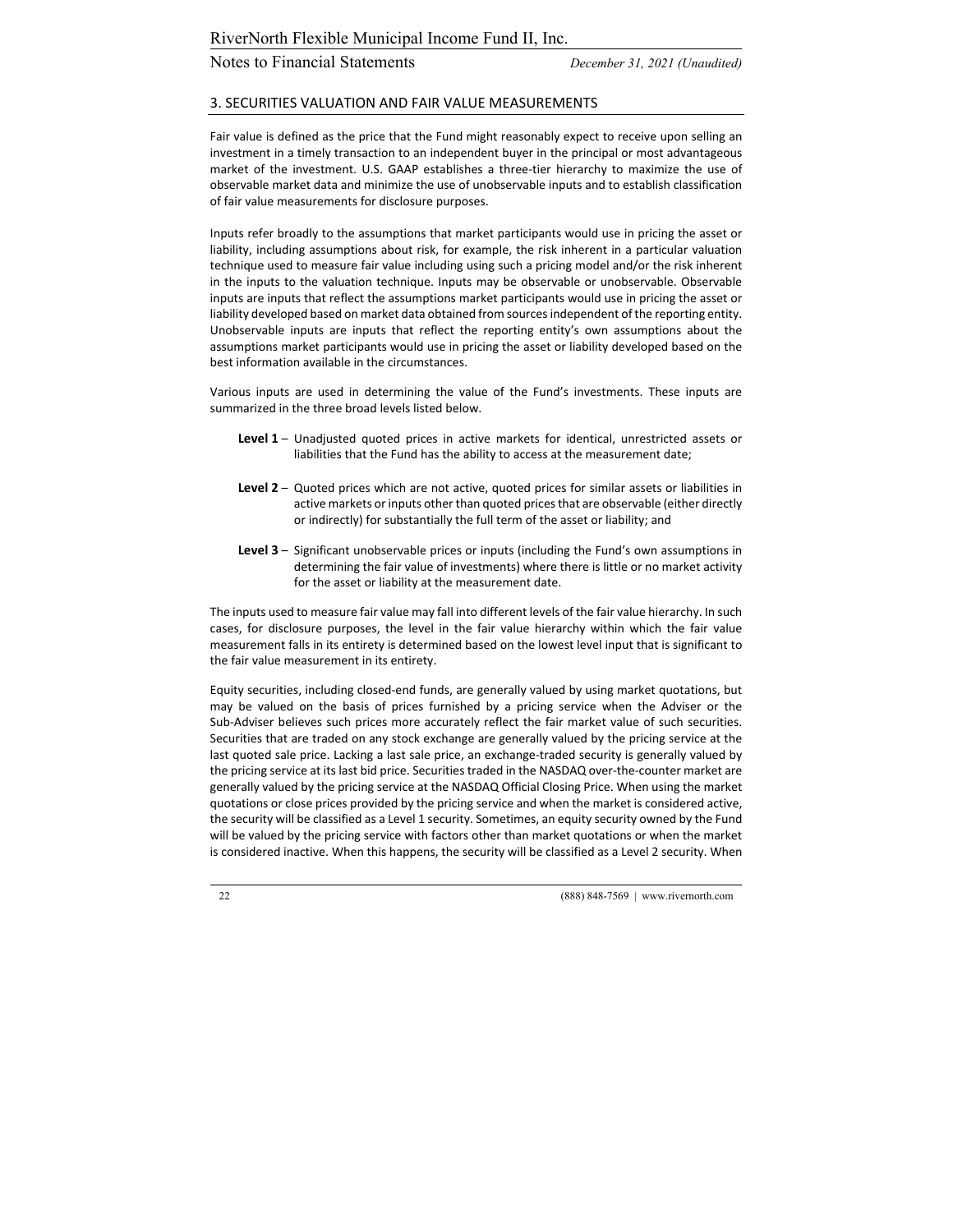## 3. SECURITIES VALUATION AND FAIR VALUE MEASUREMENTS

Fair value is defined as the price that the Fund might reasonably expect to receive upon selling an investment in a timely transaction to an independent buyer in the principal or most advantageous market of the investment. U.S. GAAP establishes a three-tier hierarchy to maximize the use of observable market data and minimize the use of unobservable inputs and to establish classification of fair value measurements for disclosure purposes.

Inputs refer broadly to the assumptions that market participants would use in pricing the asset or liability, including assumptions about risk, for example, the risk inherent in a particular valuation technique used to measure fair value including using such a pricing model and/or the risk inherent in the inputs to the valuation technique. Inputs may be observable or unobservable. Observable inputs are inputs that reflect the assumptions market participants would use in pricing the asset or liability developed based on market data obtained from sources independent of the reporting entity. Unobservable inputs are inputs that reflect the reporting entity's own assumptions about the assumptions market participants would use in pricing the asset or liability developed based on the best information available in the circumstances.

Various inputs are used in determining the value of the Fund's investments. These inputs are summarized in the three broad levels listed below.

- **Level 1** – Unadjusted quoted prices in active markets for identical, unrestricted assets or liabilities that the Fund has the ability to access at the measurement date;
- **Level 2** – Quoted prices which are not active, quoted prices for similar assets or liabilities in active markets or inputs other than quoted prices that are observable (either directly or indirectly) for substantially the full term of the asset or liability; and
- **Level 3** – Significant unobservable prices or inputs (including the Fund's own assumptions in determining the fair value of investments) where there is little or no market activity for the asset or liability at the measurement date.

The inputs used to measure fair value may fall into different levels of the fair value hierarchy. In such cases, for disclosure purposes, the level in the fair value hierarchy within which the fair value measurement falls in its entirety is determined based on the lowest level input that is significant to the fair value measurement in its entirety.

Equity securities, including closed-end funds, are generally valued by using market quotations, but may be valued on the basis of prices furnished by a pricing service when the Adviser or the Sub-Adviser believes such prices more accurately reflect the fair market value of such securities. Securities that are traded on any stock exchange are generally valued by the pricing service at the last quoted sale price. Lacking a last sale price, an exchange-traded security is generally valued by the pricing service at its last bid price. Securities traded in the NASDAQ over-the-counter market are generally valued by the pricing service at the NASDAQ Official Closing Price. When using the market quotations or close prices provided by the pricing service and when the market is considered active, the security will be classified as a Level 1 security. Sometimes, an equity security owned by the Fund will be valued by the pricing service with factors other than market quotations or when the market is considered inactive. When this happens, the security will be classified as a Level 2 security. When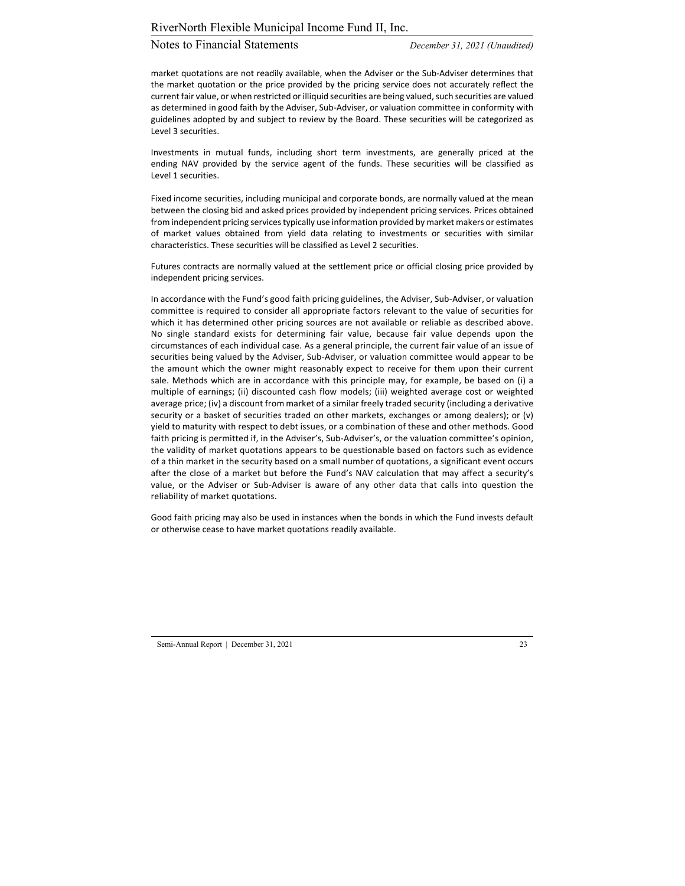market quotations are not readily available, when the Adviser or the Sub-Adviser determines that the market quotation or the price provided by the pricing service does not accurately reflect the current fair value, or when restricted or illiquid securities are being valued, such securities are valued as determined in good faith by the Adviser, Sub-Adviser, or valuation committee in conformity with guidelines adopted by and subject to review by the Board. These securities will be categorized as Level 3 securities.

Investments in mutual funds, including short term investments, are generally priced at the ending NAV provided by the service agent of the funds. These securities will be classified as Level 1 securities.

Fixed income securities, including municipal and corporate bonds, are normally valued at the mean between the closing bid and asked prices provided by independent pricing services. Prices obtained from independent pricing services typically use information provided by market makers or estimates of market values obtained from yield data relating to investments or securities with similar characteristics. These securities will be classified as Level 2 securities.

Futures contracts are normally valued at the settlement price or official closing price provided by independent pricing services.

In accordance with the Fund's good faith pricing guidelines, the Adviser, Sub-Adviser, or valuation committee is required to consider all appropriate factors relevant to the value of securities for which it has determined other pricing sources are not available or reliable as described above. No single standard exists for determining fair value, because fair value depends upon the circumstances of each individual case. As a general principle, the current fair value of an issue of securities being valued by the Adviser, Sub-Adviser, or valuation committee would appear to be the amount which the owner might reasonably expect to receive for them upon their current sale. Methods which are in accordance with this principle may, for example, be based on (i) a multiple of earnings; (ii) discounted cash flow models; (iii) weighted average cost or weighted average price; (iv) a discount from market of a similar freely traded security (including a derivative security or a basket of securities traded on other markets, exchanges or among dealers); or (v) yield to maturity with respect to debt issues, or a combination of these and other methods. Good faith pricing is permitted if, in the Adviser's, Sub-Adviser's, or the valuation committee's opinion, the validity of market quotations appears to be questionable based on factors such as evidence of a thin market in the security based on a small number of quotations, a significant event occurs after the close of a market but before the Fund's NAV calculation that may affect a security's value, or the Adviser or Sub-Adviser is aware of any other data that calls into question the reliability of market quotations.

Good faith pricing may also be used in instances when the bonds in which the Fund invests default or otherwise cease to have market quotations readily available.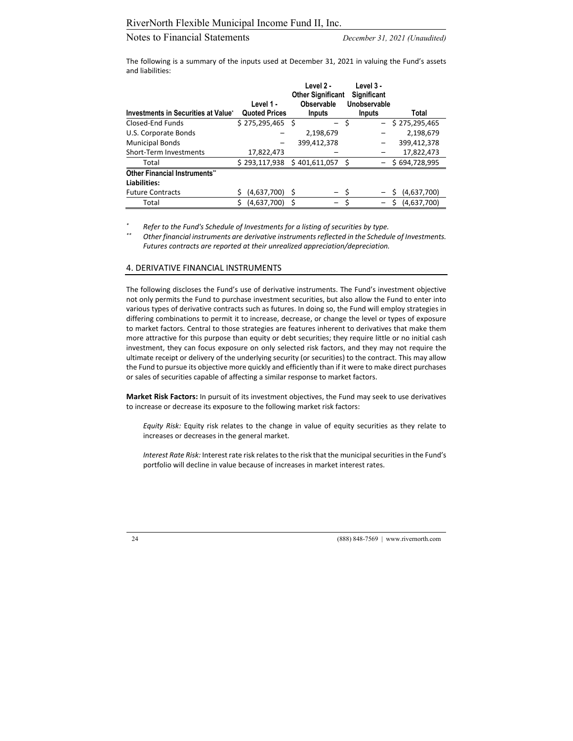The following is a summary of the inputs used at December 31, 2021 in valuing the Fund's assets and liabilities:

| Investments in Securities at Value* | Level 1 - Quoted Prices | Level 2 - Other Significant Observable Inputs | Level 3 - Significant Unobservable Inputs | Total |
|---|---|---|---|---|
| Closed-End Funds | $ 275,295,465 | $ – | $ – | $ 275,295,465 |
| U.S. Corporate Bonds | – | 2,198,679 | – | 2,198,679 |
| Municipal Bonds | – | 399,412,378 | – | 399,412,378 |
| Short-Term Investments | 17,822,473 | – | – | 17,822,473 |
| Total | $ 293,117,938 | $ 401,611,057 | $ – | $ 694,728,995 |
| **Other Financial Instruments**** | | | | |
| **Liabilities:** | | | | |
| Future Contracts | $ (4,637,700) | $ – | $ – | $ (4,637,700) |
| Total | $ (4,637,700) | $ – | $ – | $ (4,637,700) |

\* *Refer to the Fund's Schedule of Investments for a listing of securities by type.*

\*\* *Other financial instruments are derivative instruments reflected in the Schedule of Investments. Futures contracts are reported at their unrealized appreciation/depreciation.*

## 4. DERIVATIVE FINANCIAL INSTRUMENTS

The following discloses the Fund's use of derivative instruments. The Fund's investment objective not only permits the Fund to purchase investment securities, but also allow the Fund to enter into various types of derivative contracts such as futures. In doing so, the Fund will employ strategies in differing combinations to permit it to increase, decrease, or change the level or types of exposure to market factors. Central to those strategies are features inherent to derivatives that make them more attractive for this purpose than equity or debt securities; they require little or no initial cash investment, they can focus exposure on only selected risk factors, and they may not require the ultimate receipt or delivery of the underlying security (or securities) to the contract. This may allow the Fund to pursue its objective more quickly and efficiently than if it were to make direct purchases or sales of securities capable of affecting a similar response to market factors.

**Market Risk Factors:** In pursuit of its investment objectives, the Fund may seek to use derivatives to increase or decrease its exposure to the following market risk factors:

*Equity Risk:* Equity risk relates to the change in value of equity securities as they relate to increases or decreases in the general market.

*Interest Rate Risk:* Interest rate risk relates to the risk that the municipal securities in the Fund's portfolio will decline in value because of increases in market interest rates.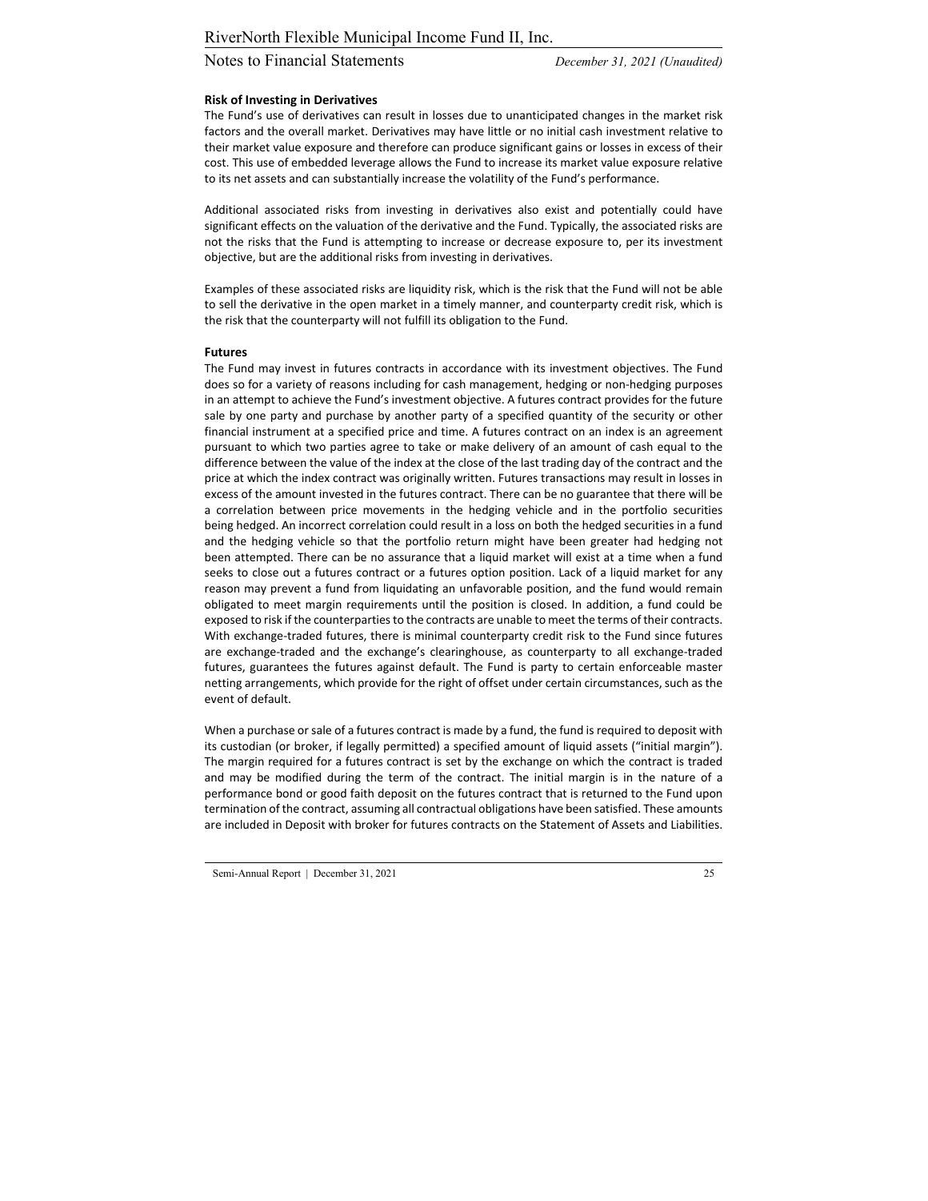**Risk of Investing in Derivatives**

The Fund's use of derivatives can result in losses due to unanticipated changes in the market risk factors and the overall market. Derivatives may have little or no initial cash investment relative to their market value exposure and therefore can produce significant gains or losses in excess of their cost. This use of embedded leverage allows the Fund to increase its market value exposure relative to its net assets and can substantially increase the volatility of the Fund's performance.

Additional associated risks from investing in derivatives also exist and potentially could have significant effects on the valuation of the derivative and the Fund. Typically, the associated risks are not the risks that the Fund is attempting to increase or decrease exposure to, per its investment objective, but are the additional risks from investing in derivatives.

Examples of these associated risks are liquidity risk, which is the risk that the Fund will not be able to sell the derivative in the open market in a timely manner, and counterparty credit risk, which is the risk that the counterparty will not fulfill its obligation to the Fund.

**Futures**

The Fund may invest in futures contracts in accordance with its investment objectives. The Fund does so for a variety of reasons including for cash management, hedging or non-hedging purposes in an attempt to achieve the Fund's investment objective. A futures contract provides for the future sale by one party and purchase by another party of a specified quantity of the security or other financial instrument at a specified price and time. A futures contract on an index is an agreement pursuant to which two parties agree to take or make delivery of an amount of cash equal to the difference between the value of the index at the close of the last trading day of the contract and the price at which the index contract was originally written. Futures transactions may result in losses in excess of the amount invested in the futures contract. There can be no guarantee that there will be a correlation between price movements in the hedging vehicle and in the portfolio securities being hedged. An incorrect correlation could result in a loss on both the hedged securities in a fund and the hedging vehicle so that the portfolio return might have been greater had hedging not been attempted. There can be no assurance that a liquid market will exist at a time when a fund seeks to close out a futures contract or a futures option position. Lack of a liquid market for any reason may prevent a fund from liquidating an unfavorable position, and the fund would remain obligated to meet margin requirements until the position is closed. In addition, a fund could be exposed to risk if the counterparties to the contracts are unable to meet the terms of their contracts. With exchange-traded futures, there is minimal counterparty credit risk to the Fund since futures are exchange-traded and the exchange's clearinghouse, as counterparty to all exchange-traded futures, guarantees the futures against default. The Fund is party to certain enforceable master netting arrangements, which provide for the right of offset under certain circumstances, such as the event of default.

When a purchase or sale of a futures contract is made by a fund, the fund is required to deposit with its custodian (or broker, if legally permitted) a specified amount of liquid assets ("initial margin"). The margin required for a futures contract is set by the exchange on which the contract is traded and may be modified during the term of the contract. The initial margin is in the nature of a performance bond or good faith deposit on the futures contract that is returned to the Fund upon termination of the contract, assuming all contractual obligations have been satisfied. These amounts are included in Deposit with broker for futures contracts on the Statement of Assets and Liabilities.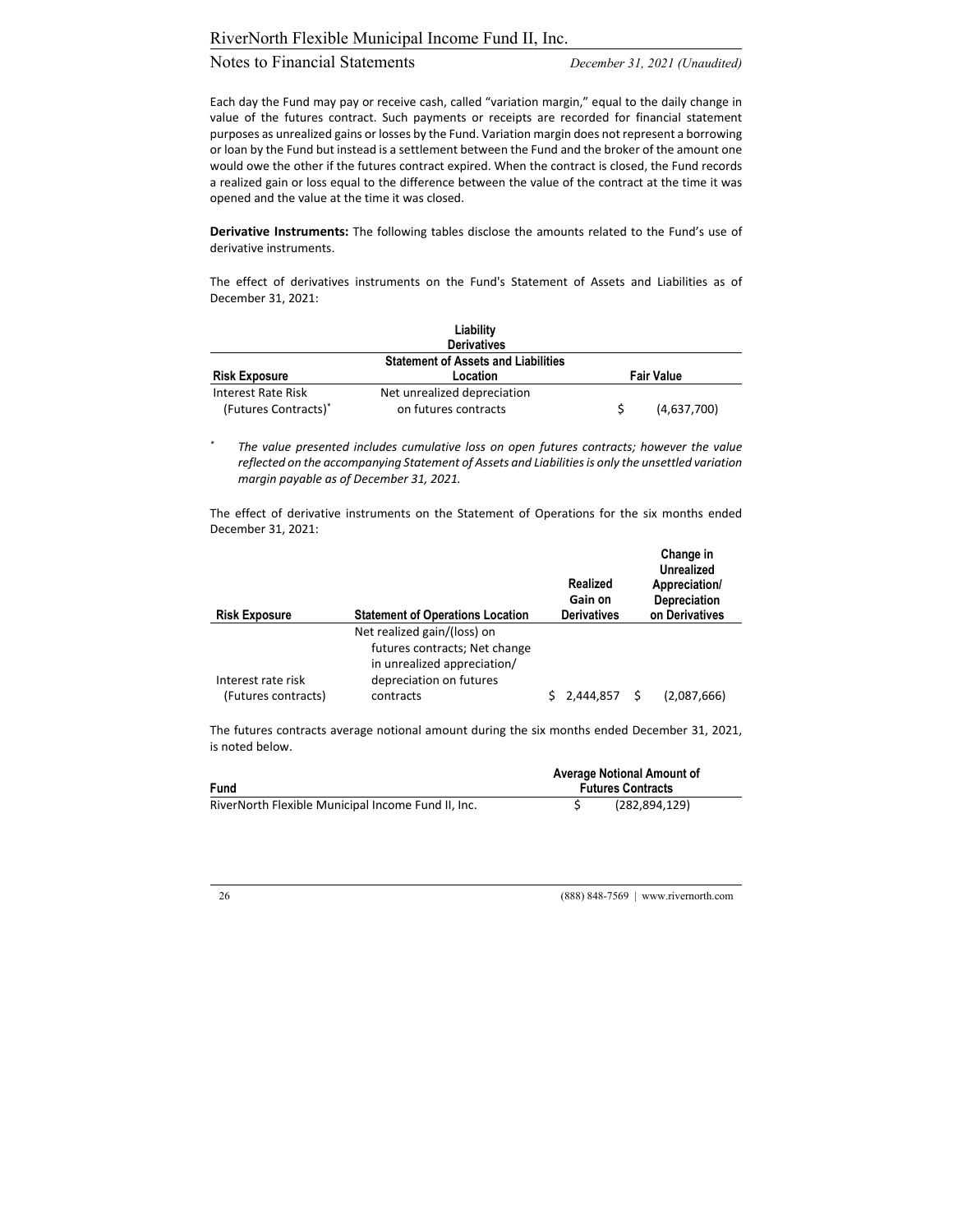Each day the Fund may pay or receive cash, called "variation margin," equal to the daily change in value of the futures contract. Such payments or receipts are recorded for financial statement purposes as unrealized gains or losses by the Fund. Variation margin does not represent a borrowing or loan by the Fund but instead is a settlement between the Fund and the broker of the amount one would owe the other if the futures contract expired. When the contract is closed, the Fund records a realized gain or loss equal to the difference between the value of the contract at the time it was opened and the value at the time it was closed.

**Derivative Instruments:** The following tables disclose the amounts related to the Fund's use of derivative instruments.

The effect of derivatives instruments on the Fund's Statement of Assets and Liabilities as of December 31, 2021:

| | Liability Derivatives | |
|---|---|---|
| **Risk Exposure** | **Statement of Assets and Liabilities Location** | **Fair Value** |
| Interest Rate Risk (Futures Contracts)* | Net unrealized depreciation on futures contracts | $ (4,637,700) |

\* *The value presented includes cumulative loss on open futures contracts; however the value reflected on the accompanying Statement of Assets and Liabilities is only the unsettled variation margin payable as of December 31, 2021.*

The effect of derivative instruments on the Statement of Operations for the six months ended December 31, 2021:

| Risk Exposure | Statement of Operations Location | Realized Gain on Derivatives | Change in Unrealized Appreciation/ Depreciation on Derivatives |
|---|---|---|---|
| Interest rate risk (Futures contracts) | Net realized gain/(loss) on futures contracts; Net change in unrealized appreciation/ depreciation on futures contracts | $ 2,444,857 | $ (2,087,666) |

The futures contracts average notional amount during the six months ended December 31, 2021, is noted below.

| Fund | Average Notional Amount of Futures Contracts |
|---|---|
| RiverNorth Flexible Municipal Income Fund II, Inc. | $ (282,894,129) |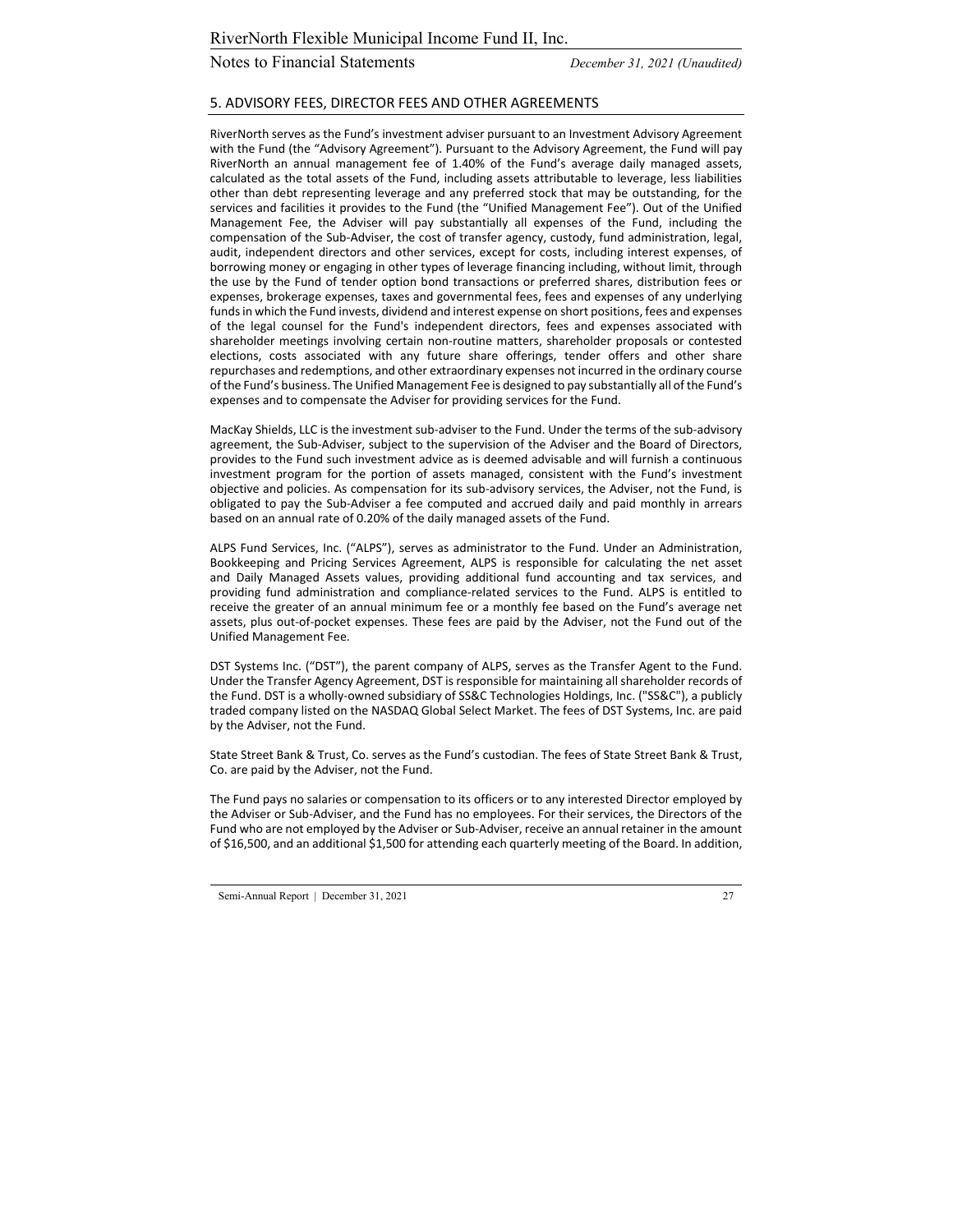## 5. ADVISORY FEES, DIRECTOR FEES AND OTHER AGREEMENTS

RiverNorth serves as the Fund's investment adviser pursuant to an Investment Advisory Agreement with the Fund (the "Advisory Agreement"). Pursuant to the Advisory Agreement, the Fund will pay RiverNorth an annual management fee of 1.40% of the Fund's average daily managed assets, calculated as the total assets of the Fund, including assets attributable to leverage, less liabilities other than debt representing leverage and any preferred stock that may be outstanding, for the services and facilities it provides to the Fund (the "Unified Management Fee"). Out of the Unified Management Fee, the Adviser will pay substantially all expenses of the Fund, including the compensation of the Sub-Adviser, the cost of transfer agency, custody, fund administration, legal, audit, independent directors and other services, except for costs, including interest expenses, of borrowing money or engaging in other types of leverage financing including, without limit, through the use by the Fund of tender option bond transactions or preferred shares, distribution fees or expenses, brokerage expenses, taxes and governmental fees, fees and expenses of any underlying funds in which the Fund invests, dividend and interest expense on short positions, fees and expenses of the legal counsel for the Fund's independent directors, fees and expenses associated with shareholder meetings involving certain non-routine matters, shareholder proposals or contested elections, costs associated with any future share offerings, tender offers and other share repurchases and redemptions, and other extraordinary expenses not incurred in the ordinary course of the Fund's business. The Unified Management Fee is designed to pay substantially all of the Fund's expenses and to compensate the Adviser for providing services for the Fund.

MacKay Shields, LLC is the investment sub-adviser to the Fund. Under the terms of the sub-advisory agreement, the Sub-Adviser, subject to the supervision of the Adviser and the Board of Directors, provides to the Fund such investment advice as is deemed advisable and will furnish a continuous investment program for the portion of assets managed, consistent with the Fund's investment objective and policies. As compensation for its sub-advisory services, the Adviser, not the Fund, is obligated to pay the Sub-Adviser a fee computed and accrued daily and paid monthly in arrears based on an annual rate of 0.20% of the daily managed assets of the Fund.

ALPS Fund Services, Inc. ("ALPS"), serves as administrator to the Fund. Under an Administration, Bookkeeping and Pricing Services Agreement, ALPS is responsible for calculating the net asset and Daily Managed Assets values, providing additional fund accounting and tax services, and providing fund administration and compliance-related services to the Fund. ALPS is entitled to receive the greater of an annual minimum fee or a monthly fee based on the Fund's average net assets, plus out-of-pocket expenses. These fees are paid by the Adviser, not the Fund out of the Unified Management Fee.

DST Systems Inc. ("DST"), the parent company of ALPS, serves as the Transfer Agent to the Fund. Under the Transfer Agency Agreement, DST is responsible for maintaining all shareholder records of the Fund. DST is a wholly-owned subsidiary of SS&C Technologies Holdings, Inc. ("SS&C"), a publicly traded company listed on the NASDAQ Global Select Market. The fees of DST Systems, Inc. are paid by the Adviser, not the Fund.

State Street Bank & Trust, Co. serves as the Fund's custodian. The fees of State Street Bank & Trust, Co. are paid by the Adviser, not the Fund.

The Fund pays no salaries or compensation to its officers or to any interested Director employed by the Adviser or Sub-Adviser, and the Fund has no employees. For their services, the Directors of the Fund who are not employed by the Adviser or Sub-Adviser, receive an annual retainer in the amount of $16,500, and an additional $1,500 for attending each quarterly meeting of the Board. In addition,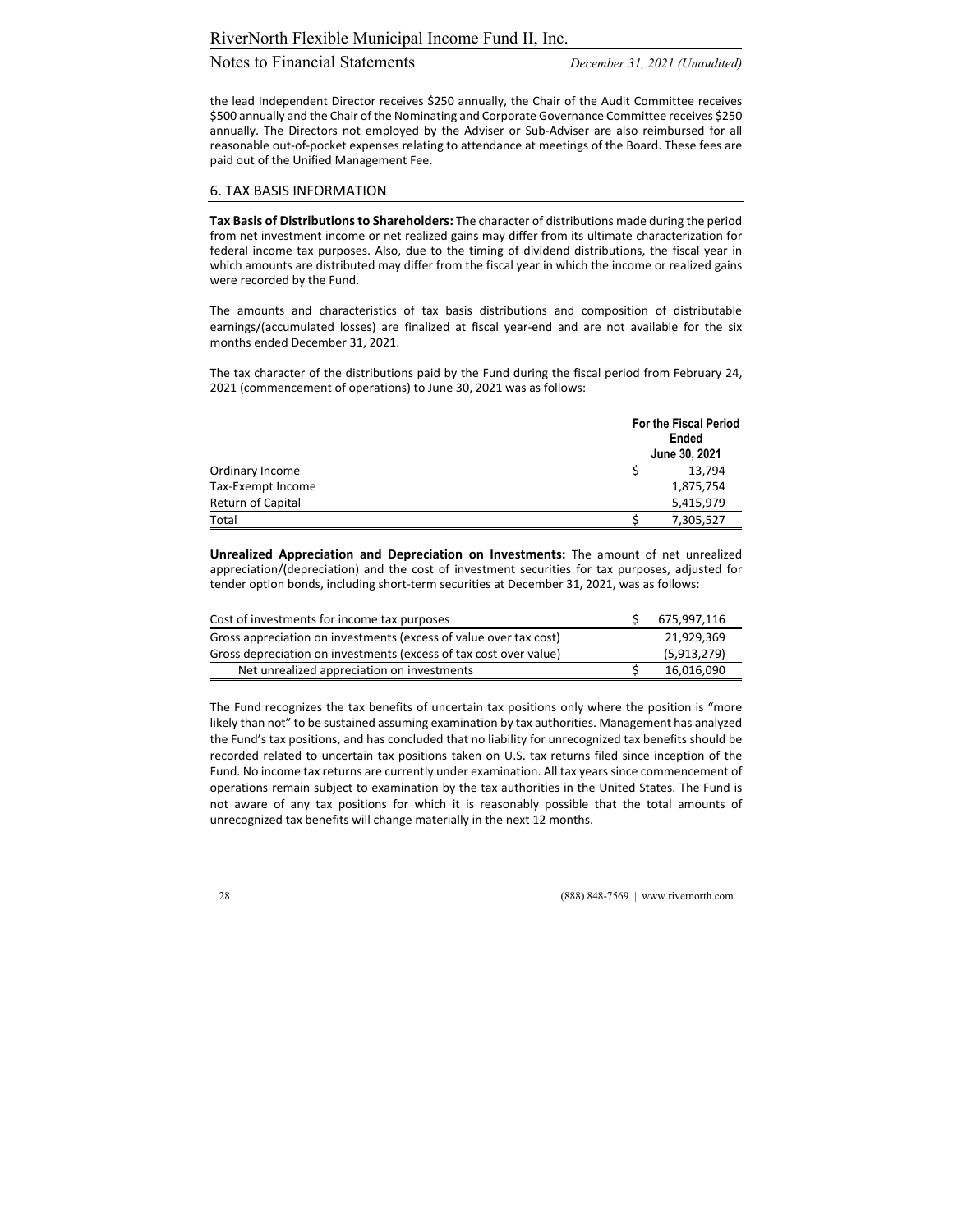the lead Independent Director receives $250 annually, the Chair of the Audit Committee receives $500 annually and the Chair of the Nominating and Corporate Governance Committee receives $250 annually. The Directors not employed by the Adviser or Sub-Adviser are also reimbursed for all reasonable out-of-pocket expenses relating to attendance at meetings of the Board. These fees are paid out of the Unified Management Fee.

## 6. TAX BASIS INFORMATION

**Tax Basis of Distributions to Shareholders:** The character of distributions made during the period from net investment income or net realized gains may differ from its ultimate characterization for federal income tax purposes. Also, due to the timing of dividend distributions, the fiscal year in which amounts are distributed may differ from the fiscal year in which the income or realized gains were recorded by the Fund.

The amounts and characteristics of tax basis distributions and composition of distributable earnings/(accumulated losses) are finalized at fiscal year-end and are not available for the six months ended December 31, 2021.

The tax character of the distributions paid by the Fund during the fiscal period from February 24, 2021 (commencement of operations) to June 30, 2021 was as follows:

| | For the Fiscal Period Ended June 30, 2021 |
|---|---|
| Ordinary Income | $ 13,794 |
| Tax-Exempt Income | 1,875,754 |
| Return of Capital | 5,415,979 |
| Total | $ 7,305,527 |

**Unrealized Appreciation and Depreciation on Investments:** The amount of net unrealized appreciation/(depreciation) and the cost of investment securities for tax purposes, adjusted for tender option bonds, including short-term securities at December 31, 2021, was as follows:

| | |
|---|---|
| Cost of investments for income tax purposes | $ 675,997,116 |
| Gross appreciation on investments (excess of value over tax cost) | 21,929,369 |
| Gross depreciation on investments (excess of tax cost over value) | (5,913,279) |
| Net unrealized appreciation on investments | $ 16,016,090 |

The Fund recognizes the tax benefits of uncertain tax positions only where the position is "more likely than not" to be sustained assuming examination by tax authorities. Management has analyzed the Fund's tax positions, and has concluded that no liability for unrecognized tax benefits should be recorded related to uncertain tax positions taken on U.S. tax returns filed since inception of the Fund. No income tax returns are currently under examination. All tax years since commencement of operations remain subject to examination by the tax authorities in the United States. The Fund is not aware of any tax positions for which it is reasonably possible that the total amounts of unrecognized tax benefits will change materially in the next 12 months.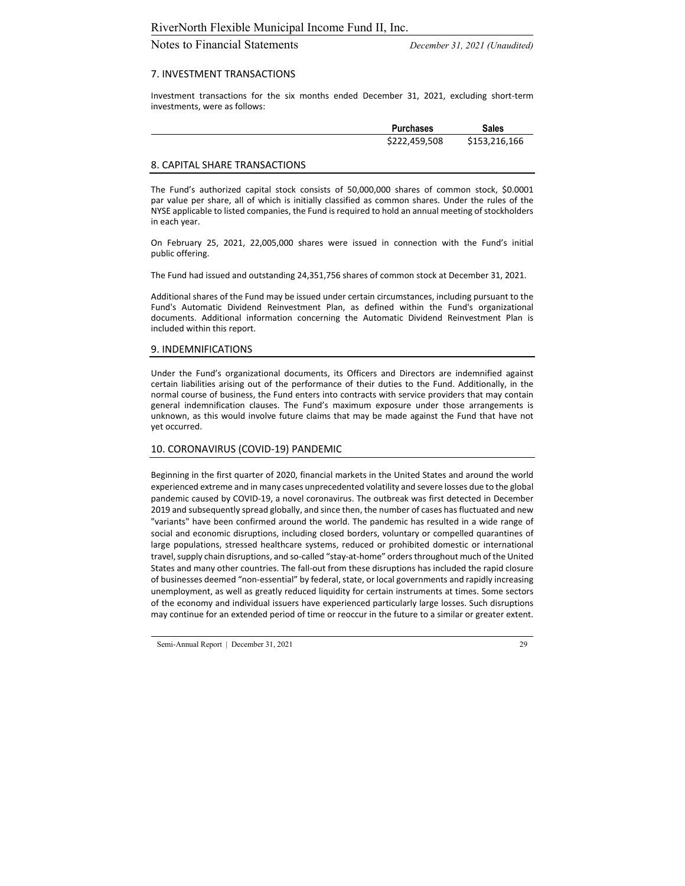## 7. INVESTMENT TRANSACTIONS

Investment transactions for the six months ended December 31, 2021, excluding short-term investments, were as follows:

| | Purchases | Sales |
|---|---|---|
| | $222,459,508 | $153,216,166 |

## 8. CAPITAL SHARE TRANSACTIONS

The Fund's authorized capital stock consists of 50,000,000 shares of common stock, $0.0001 par value per share, all of which is initially classified as common shares. Under the rules of the NYSE applicable to listed companies, the Fund is required to hold an annual meeting of stockholders in each year.

On February 25, 2021, 22,005,000 shares were issued in connection with the Fund's initial public offering.

The Fund had issued and outstanding 24,351,756 shares of common stock at December 31, 2021.

Additional shares of the Fund may be issued under certain circumstances, including pursuant to the Fund's Automatic Dividend Reinvestment Plan, as defined within the Fund's organizational documents. Additional information concerning the Automatic Dividend Reinvestment Plan is included within this report.

## 9. INDEMNIFICATIONS

Under the Fund's organizational documents, its Officers and Directors are indemnified against certain liabilities arising out of the performance of their duties to the Fund. Additionally, in the normal course of business, the Fund enters into contracts with service providers that may contain general indemnification clauses. The Fund's maximum exposure under those arrangements is unknown, as this would involve future claims that may be made against the Fund that have not yet occurred.

## 10. CORONAVIRUS (COVID-19) PANDEMIC

Beginning in the first quarter of 2020, financial markets in the United States and around the world experienced extreme and in many cases unprecedented volatility and severe losses due to the global pandemic caused by COVID-19, a novel coronavirus. The outbreak was first detected in December 2019 and subsequently spread globally, and since then, the number of cases has fluctuated and new "variants" have been confirmed around the world. The pandemic has resulted in a wide range of social and economic disruptions, including closed borders, voluntary or compelled quarantines of large populations, stressed healthcare systems, reduced or prohibited domestic or international travel, supply chain disruptions, and so-called "stay-at-home" orders throughout much of the United States and many other countries. The fall-out from these disruptions has included the rapid closure of businesses deemed "non-essential" by federal, state, or local governments and rapidly increasing unemployment, as well as greatly reduced liquidity for certain instruments at times. Some sectors of the economy and individual issuers have experienced particularly large losses. Such disruptions may continue for an extended period of time or reoccur in the future to a similar or greater extent.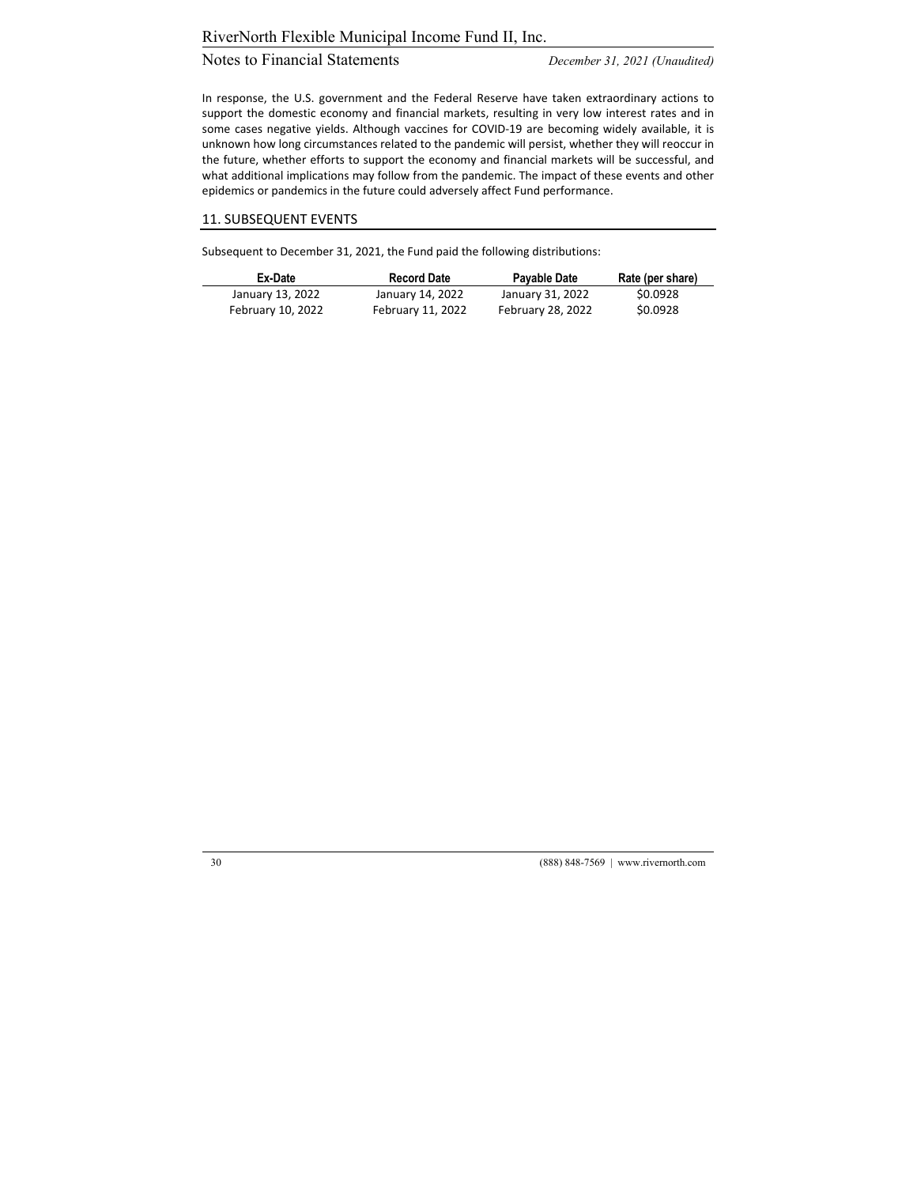In response, the U.S. government and the Federal Reserve have taken extraordinary actions to support the domestic economy and financial markets, resulting in very low interest rates and in some cases negative yields. Although vaccines for COVID-19 are becoming widely available, it is unknown how long circumstances related to the pandemic will persist, whether they will reoccur in the future, whether efforts to support the economy and financial markets will be successful, and what additional implications may follow from the pandemic. The impact of these events and other epidemics or pandemics in the future could adversely affect Fund performance.

## 11. SUBSEQUENT EVENTS

Subsequent to December 31, 2021, the Fund paid the following distributions:

| Ex-Date | Record Date | Payable Date | Rate (per share) |
|---|---|---|---|
| January 13, 2022 | January 14, 2022 | January 31, 2022 | $0.0928 |
| February 10, 2022 | February 11, 2022 | February 28, 2022 | $0.0928 |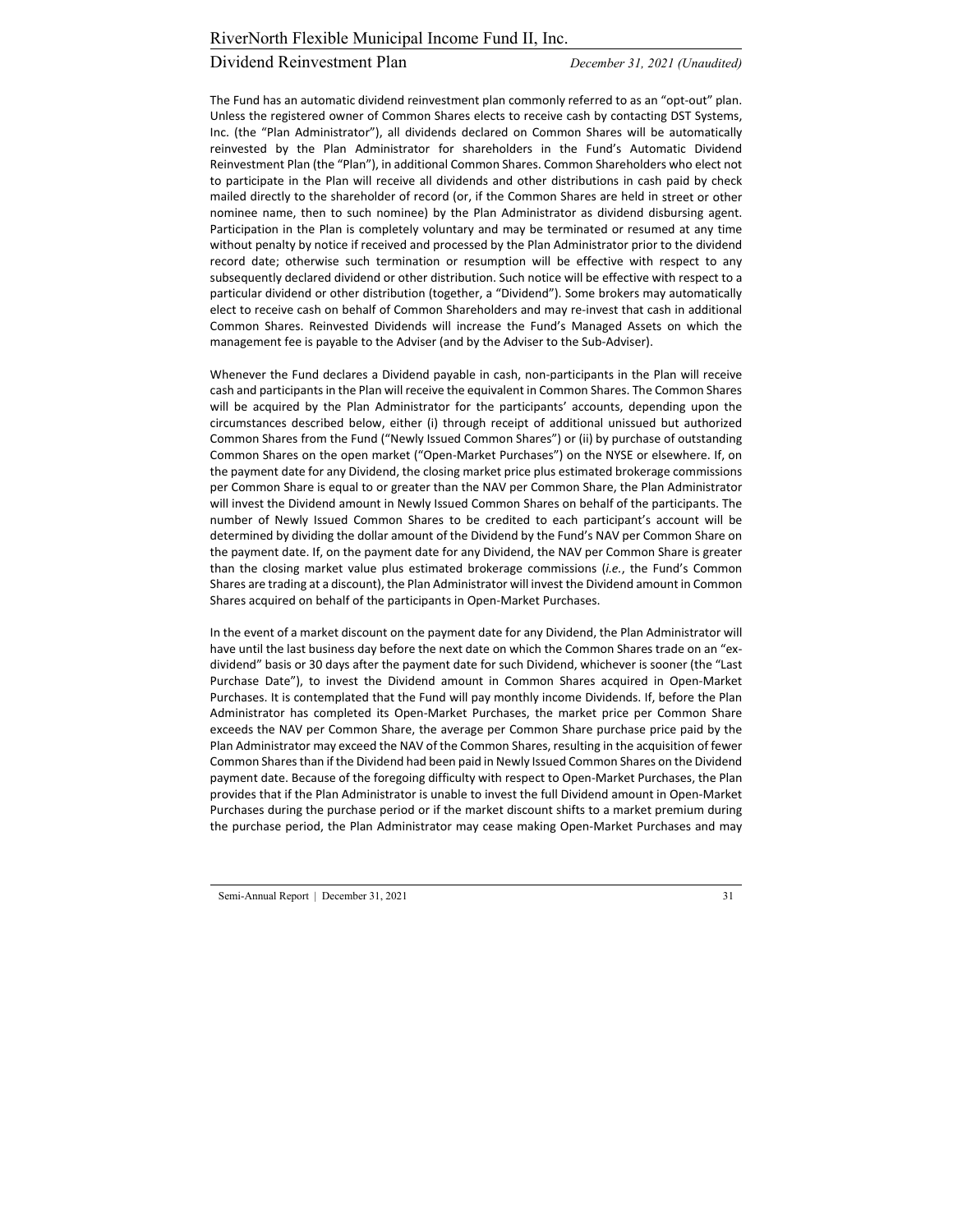The Fund has an automatic dividend reinvestment plan commonly referred to as an "opt-out" plan. Unless the registered owner of Common Shares elects to receive cash by contacting DST Systems, Inc. (the "Plan Administrator"), all dividends declared on Common Shares will be automatically reinvested by the Plan Administrator for shareholders in the Fund's Automatic Dividend Reinvestment Plan (the "Plan"), in additional Common Shares. Common Shareholders who elect not to participate in the Plan will receive all dividends and other distributions in cash paid by check mailed directly to the shareholder of record (or, if the Common Shares are held in street or other nominee name, then to such nominee) by the Plan Administrator as dividend disbursing agent. Participation in the Plan is completely voluntary and may be terminated or resumed at any time without penalty by notice if received and processed by the Plan Administrator prior to the dividend record date; otherwise such termination or resumption will be effective with respect to any subsequently declared dividend or other distribution. Such notice will be effective with respect to a particular dividend or other distribution (together, a "Dividend"). Some brokers may automatically elect to receive cash on behalf of Common Shareholders and may re-invest that cash in additional Common Shares. Reinvested Dividends will increase the Fund's Managed Assets on which the management fee is payable to the Adviser (and by the Adviser to the Sub-Adviser).

Whenever the Fund declares a Dividend payable in cash, non-participants in the Plan will receive cash and participants in the Plan will receive the equivalent in Common Shares. The Common Shares will be acquired by the Plan Administrator for the participants' accounts, depending upon the circumstances described below, either (i) through receipt of additional unissued but authorized Common Shares from the Fund ("Newly Issued Common Shares") or (ii) by purchase of outstanding Common Shares on the open market ("Open-Market Purchases") on the NYSE or elsewhere. If, on the payment date for any Dividend, the closing market price plus estimated brokerage commissions per Common Share is equal to or greater than the NAV per Common Share, the Plan Administrator will invest the Dividend amount in Newly Issued Common Shares on behalf of the participants. The number of Newly Issued Common Shares to be credited to each participant's account will be determined by dividing the dollar amount of the Dividend by the Fund's NAV per Common Share on the payment date. If, on the payment date for any Dividend, the NAV per Common Share is greater than the closing market value plus estimated brokerage commissions (*i.e.*, the Fund's Common Shares are trading at a discount), the Plan Administrator will invest the Dividend amount in Common Shares acquired on behalf of the participants in Open-Market Purchases.

In the event of a market discount on the payment date for any Dividend, the Plan Administrator will have until the last business day before the next date on which the Common Shares trade on an "ex-dividend" basis or 30 days after the payment date for such Dividend, whichever is sooner (the "Last Purchase Date"), to invest the Dividend amount in Common Shares acquired in Open-Market Purchases. It is contemplated that the Fund will pay monthly income Dividends. If, before the Plan Administrator has completed its Open-Market Purchases, the market price per Common Share exceeds the NAV per Common Share, the average per Common Share purchase price paid by the Plan Administrator may exceed the NAV of the Common Shares, resulting in the acquisition of fewer Common Shares than if the Dividend had been paid in Newly Issued Common Shares on the Dividend payment date. Because of the foregoing difficulty with respect to Open-Market Purchases, the Plan provides that if the Plan Administrator is unable to invest the full Dividend amount in Open-Market Purchases during the purchase period or if the market discount shifts to a market premium during the purchase period, the Plan Administrator may cease making Open-Market Purchases and may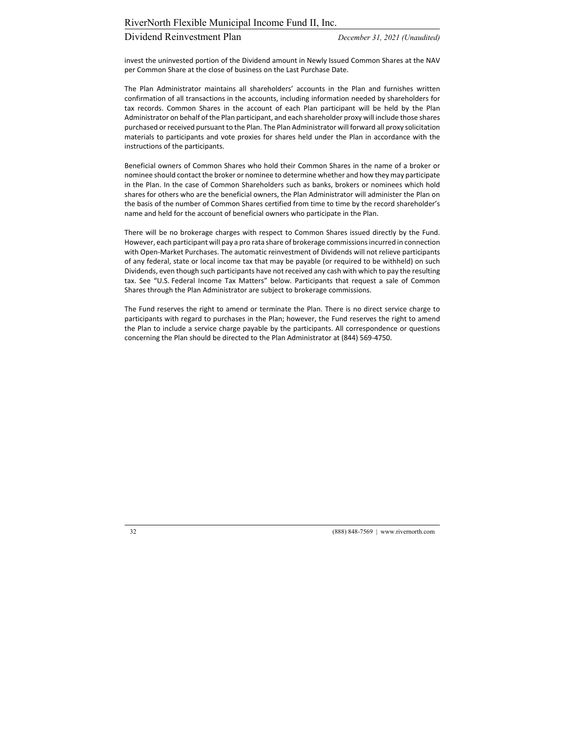invest the uninvested portion of the Dividend amount in Newly Issued Common Shares at the NAV per Common Share at the close of business on the Last Purchase Date.

The Plan Administrator maintains all shareholders' accounts in the Plan and furnishes written confirmation of all transactions in the accounts, including information needed by shareholders for tax records. Common Shares in the account of each Plan participant will be held by the Plan Administrator on behalf of the Plan participant, and each shareholder proxy will include those shares purchased or received pursuant to the Plan. The Plan Administrator will forward all proxy solicitation materials to participants and vote proxies for shares held under the Plan in accordance with the instructions of the participants.

Beneficial owners of Common Shares who hold their Common Shares in the name of a broker or nominee should contact the broker or nominee to determine whether and how they may participate in the Plan. In the case of Common Shareholders such as banks, brokers or nominees which hold shares for others who are the beneficial owners, the Plan Administrator will administer the Plan on the basis of the number of Common Shares certified from time to time by the record shareholder's name and held for the account of beneficial owners who participate in the Plan.

There will be no brokerage charges with respect to Common Shares issued directly by the Fund. However, each participant will pay a pro rata share of brokerage commissions incurred in connection with Open-Market Purchases. The automatic reinvestment of Dividends will not relieve participants of any federal, state or local income tax that may be payable (or required to be withheld) on such Dividends, even though such participants have not received any cash with which to pay the resulting tax. See "U.S. Federal Income Tax Matters" below. Participants that request a sale of Common Shares through the Plan Administrator are subject to brokerage commissions.

The Fund reserves the right to amend or terminate the Plan. There is no direct service charge to participants with regard to purchases in the Plan; however, the Fund reserves the right to amend the Plan to include a service charge payable by the participants. All correspondence or questions concerning the Plan should be directed to the Plan Administrator at (844) 569-4750.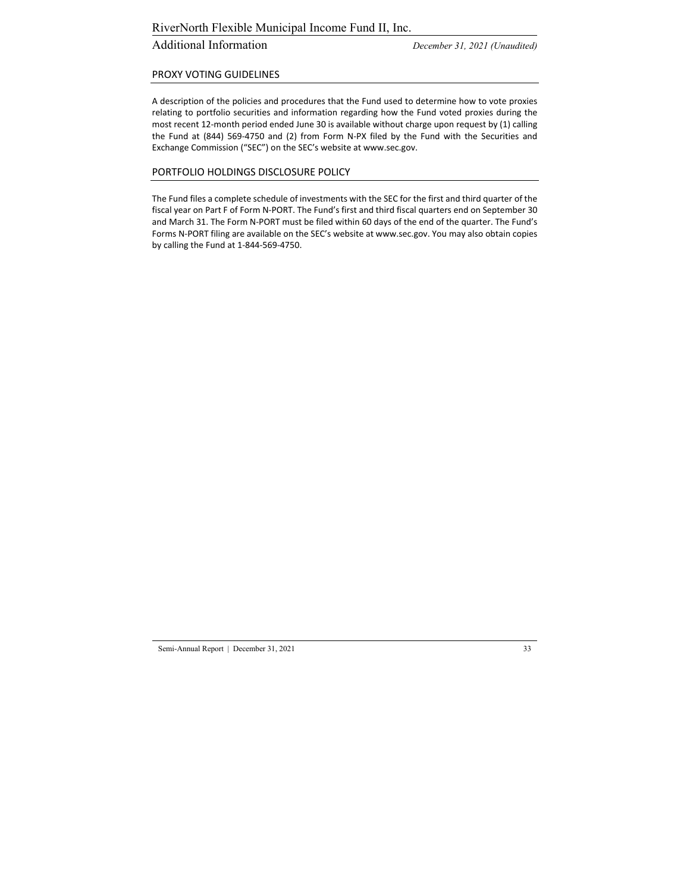## PROXY VOTING GUIDELINES

A description of the policies and procedures that the Fund used to determine how to vote proxies relating to portfolio securities and information regarding how the Fund voted proxies during the most recent 12-month period ended June 30 is available without charge upon request by (1) calling the Fund at (844) 569-4750 and (2) from Form N-PX filed by the Fund with the Securities and Exchange Commission ("SEC") on the SEC's website at www.sec.gov.

## PORTFOLIO HOLDINGS DISCLOSURE POLICY

The Fund files a complete schedule of investments with the SEC for the first and third quarter of the fiscal year on Part F of Form N-PORT. The Fund's first and third fiscal quarters end on September 30 and March 31. The Form N-PORT must be filed within 60 days of the end of the quarter. The Fund's Forms N-PORT filing are available on the SEC's website at www.sec.gov. You may also obtain copies by calling the Fund at 1-844-569-4750.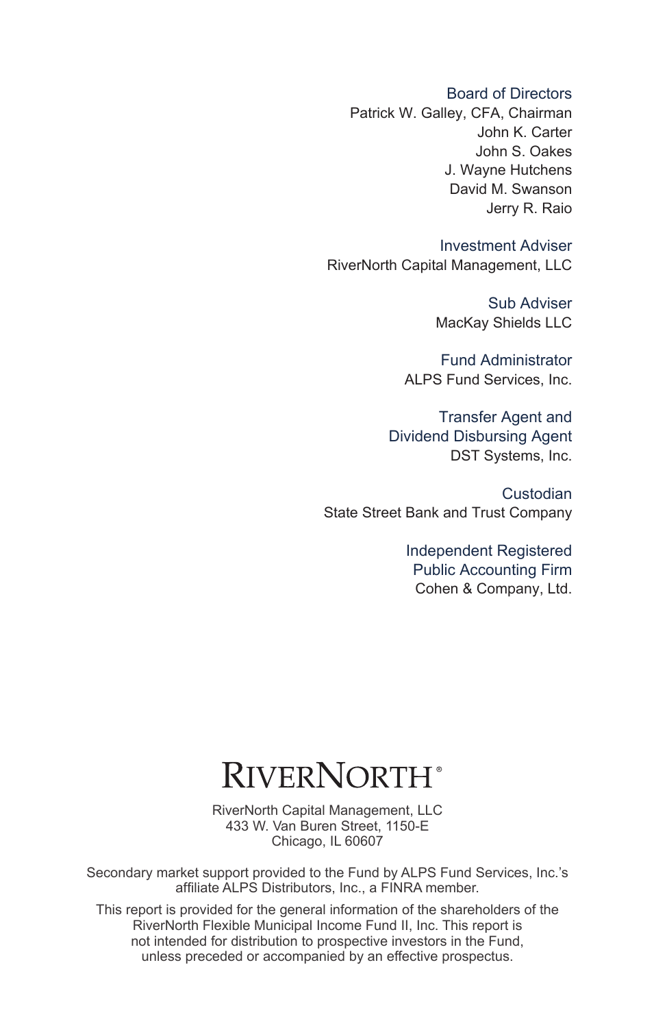**Board of Directors**
Patrick W. Galley, CFA, Chairman
John K. Carter
John S. Oakes
J. Wayne Hutchens
David M. Swanson
Jerry R. Raio

**Investment Adviser**
RiverNorth Capital Management, LLC

**Sub Adviser**
MacKay Shields LLC

**Fund Administrator**
ALPS Fund Services, Inc.

**Transfer Agent and Dividend Disbursing Agent**
DST Systems, Inc.

**Custodian**
State Street Bank and Trust Company

**Independent Registered Public Accounting Firm**
Cohen & Company, Ltd.

RIVERNORTH®

RiverNorth Capital Management, LLC
433 W. Van Buren Street, 1150-E
Chicago, IL 60607

Secondary market support provided to the Fund by ALPS Fund Services, Inc.'s affiliate ALPS Distributors, Inc., a FINRA member.

This report is provided for the general information of the shareholders of the RiverNorth Flexible Municipal Income Fund II, Inc. This report is not intended for distribution to prospective investors in the Fund, unless preceded or accompanied by an effective prospectus.